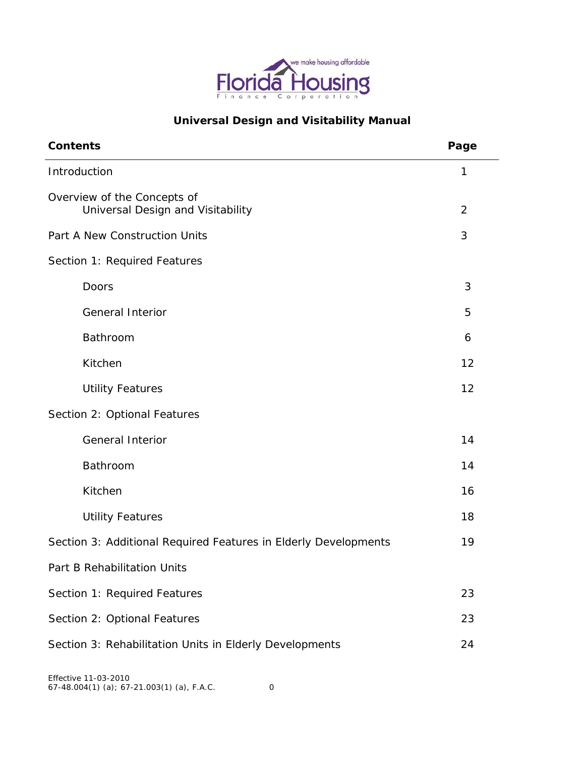Florida Housing Finance Corporation — we make housing affordable

# Universal Design and Visitability Manual

| Contents | Page |
| --- | --- |
| Introduction | 1 |
| Overview of the Concepts of Universal Design and Visitability | 2 |
| Part A New Construction Units | 3 |
| Section 1: Required Features | |
| Doors | 3 |
| General Interior | 5 |
| Bathroom | 6 |
| Kitchen | 12 |
| Utility Features | 12 |
| Section 2: Optional Features | |
| General Interior | 14 |
| Bathroom | 14 |
| Kitchen | 16 |
| Utility Features | 18 |
| Section 3: Additional Required Features in Elderly Developments | 19 |
| Part B Rehabilitation Units | |
| Section 1: Required Features | 23 |
| Section 2: Optional Features | 23 |
| Section 3: Rehabilitation Units in Elderly Developments | 24 |

Effective 11-03-2010
67-48.004(1) (a); 67-21.003(1) (a), F.A.C.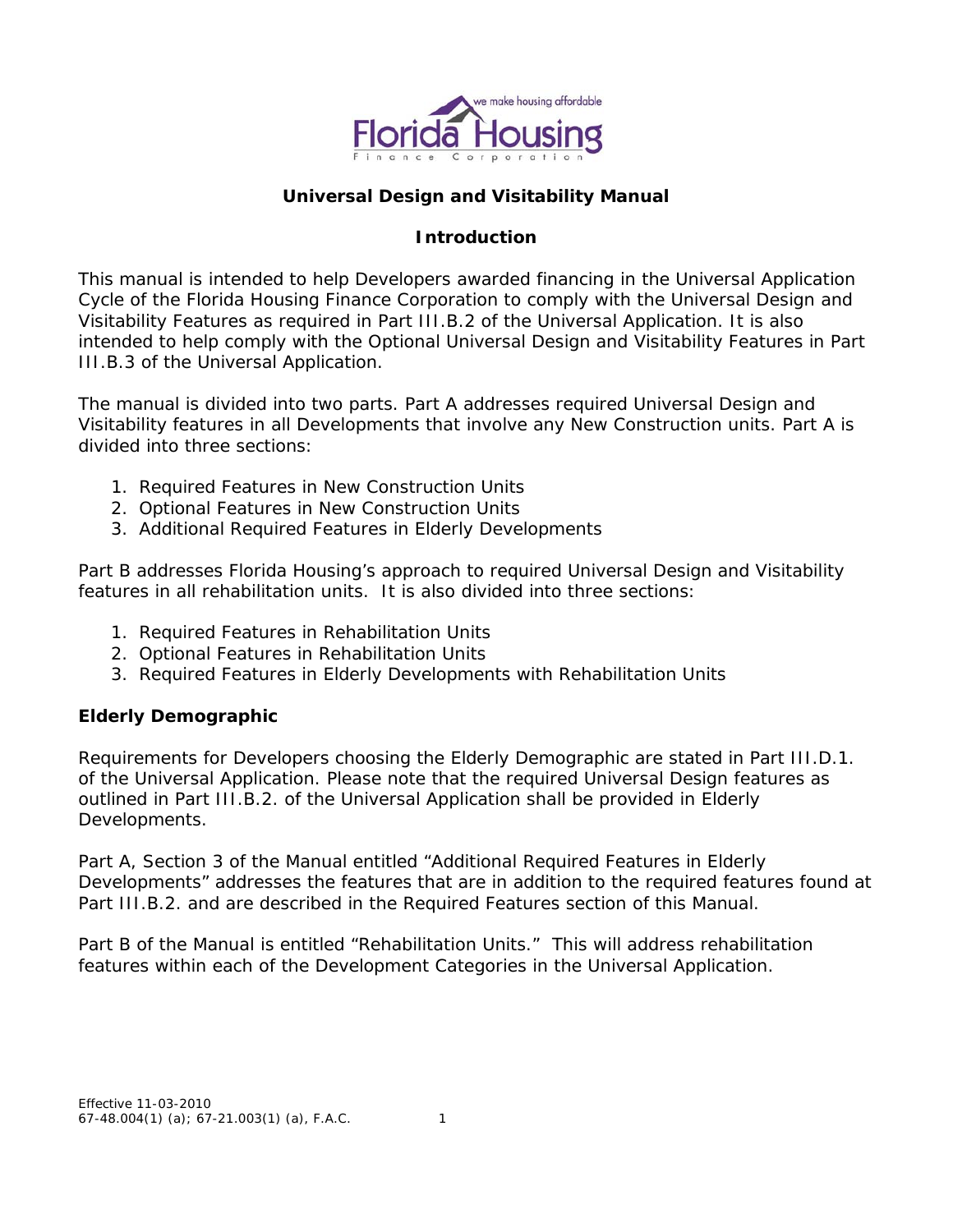# Universal Design and Visitability Manual

## Introduction

This manual is intended to help Developers awarded financing in the Universal Application Cycle of the Florida Housing Finance Corporation to comply with the Universal Design and Visitability Features as required in Part III.B.2 of the Universal Application. It is also intended to help comply with the Optional Universal Design and Visitability Features in Part III.B.3 of the Universal Application.

The manual is divided into two parts. Part A addresses required Universal Design and Visitability features in all Developments that involve any New Construction units. Part A is divided into three sections:

1. Required Features in New Construction Units
2. Optional Features in New Construction Units
3. Additional Required Features in Elderly Developments

Part B addresses Florida Housing's approach to required Universal Design and Visitability features in all rehabilitation units. It is also divided into three sections:

1. Required Features in Rehabilitation Units
2. Optional Features in Rehabilitation Units
3. Required Features in Elderly Developments with Rehabilitation Units

### Elderly Demographic

Requirements for Developers choosing the Elderly Demographic are stated in Part III.D.1. of the Universal Application. Please note that the required Universal Design features as outlined in Part III.B.2. of the Universal Application shall be provided in Elderly Developments.

Part A, Section 3 of the Manual entitled "Additional Required Features in Elderly Developments" addresses the features that are in addition to the required features found at Part III.B.2. and are described in the Required Features section of this Manual.

Part B of the Manual is entitled "Rehabilitation Units." This will address rehabilitation features within each of the Development Categories in the Universal Application.

Effective 11-03-2010
67-48.004(1) (a); 67-21.003(1) (a), F.A.C.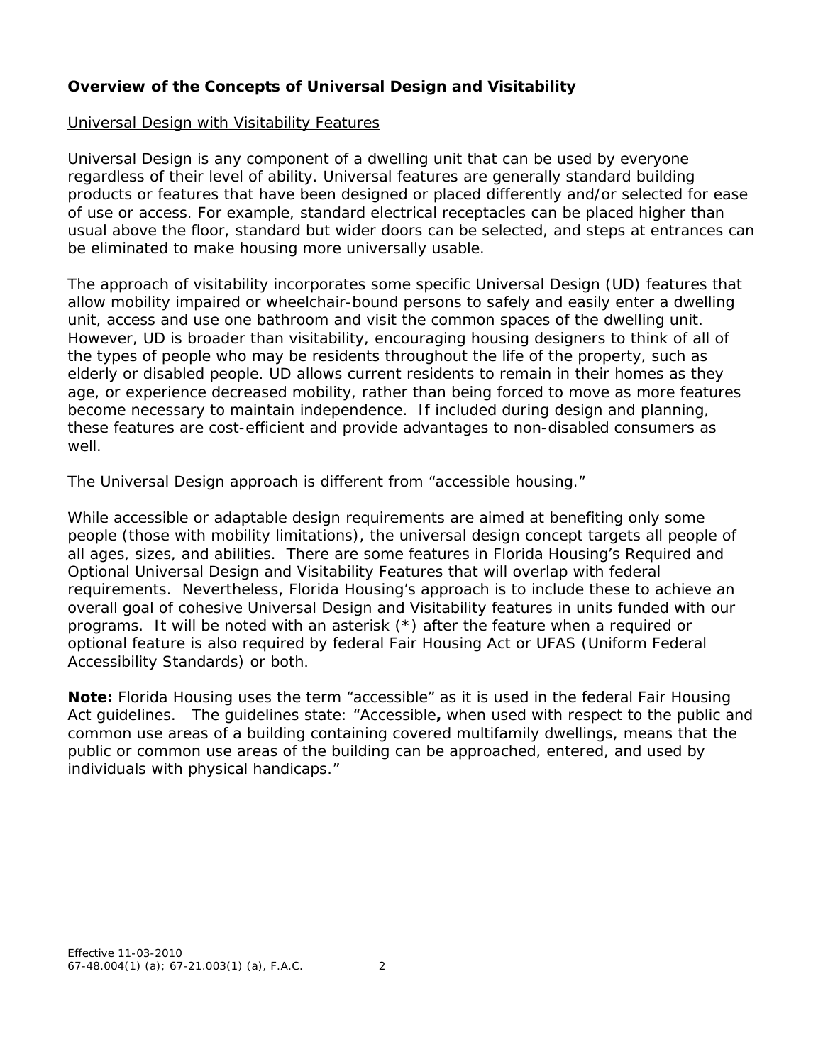**Overview of the Concepts of Universal Design and Visitability**

Universal Design with Visitability Features

Universal Design is any component of a dwelling unit that can be used by everyone regardless of their level of ability. Universal features are generally standard building products or features that have been designed or placed differently and/or selected for ease of use or access. For example, standard electrical receptacles can be placed higher than usual above the floor, standard but wider doors can be selected, and steps at entrances can be eliminated to make housing more universally usable.

The approach of visitability incorporates some specific Universal Design (UD) features that allow mobility impaired or wheelchair-bound persons to safely and easily enter a dwelling unit, access and use one bathroom and visit the common spaces of the dwelling unit. However, UD is broader than visitability, encouraging housing designers to think of all of the types of people who may be residents throughout the life of the property, such as elderly or disabled people. UD allows current residents to remain in their homes as they age, or experience decreased mobility, rather than being forced to move as more features become necessary to maintain independence. If included during design and planning, these features are cost-efficient and provide advantages to non-disabled consumers as well.

The Universal Design approach is different from "accessible housing."

While accessible or adaptable design requirements are aimed at benefiting only some people (those with mobility limitations), the universal design concept targets all people of all ages, sizes, and abilities. There are some features in Florida Housing's Required and Optional Universal Design and Visitability Features that will overlap with federal requirements. Nevertheless, Florida Housing's approach is to include these to achieve an overall goal of cohesive Universal Design and Visitability features in units funded with our programs. It will be noted with an asterisk (*) after the feature when a required or optional feature is also required by federal Fair Housing Act or UFAS (Uniform Federal Accessibility Standards) or both.

**Note:** Florida Housing uses the term "accessible" as it is used in the federal Fair Housing Act guidelines. The guidelines state: "Accessible**,** when used with respect to the public and common use areas of a building containing covered multifamily dwellings, means that the public or common use areas of the building can be approached, entered, and used by individuals with physical handicaps."

Effective 11-03-2010
67-48.004(1) (a); 67-21.003(1) (a), F.A.C.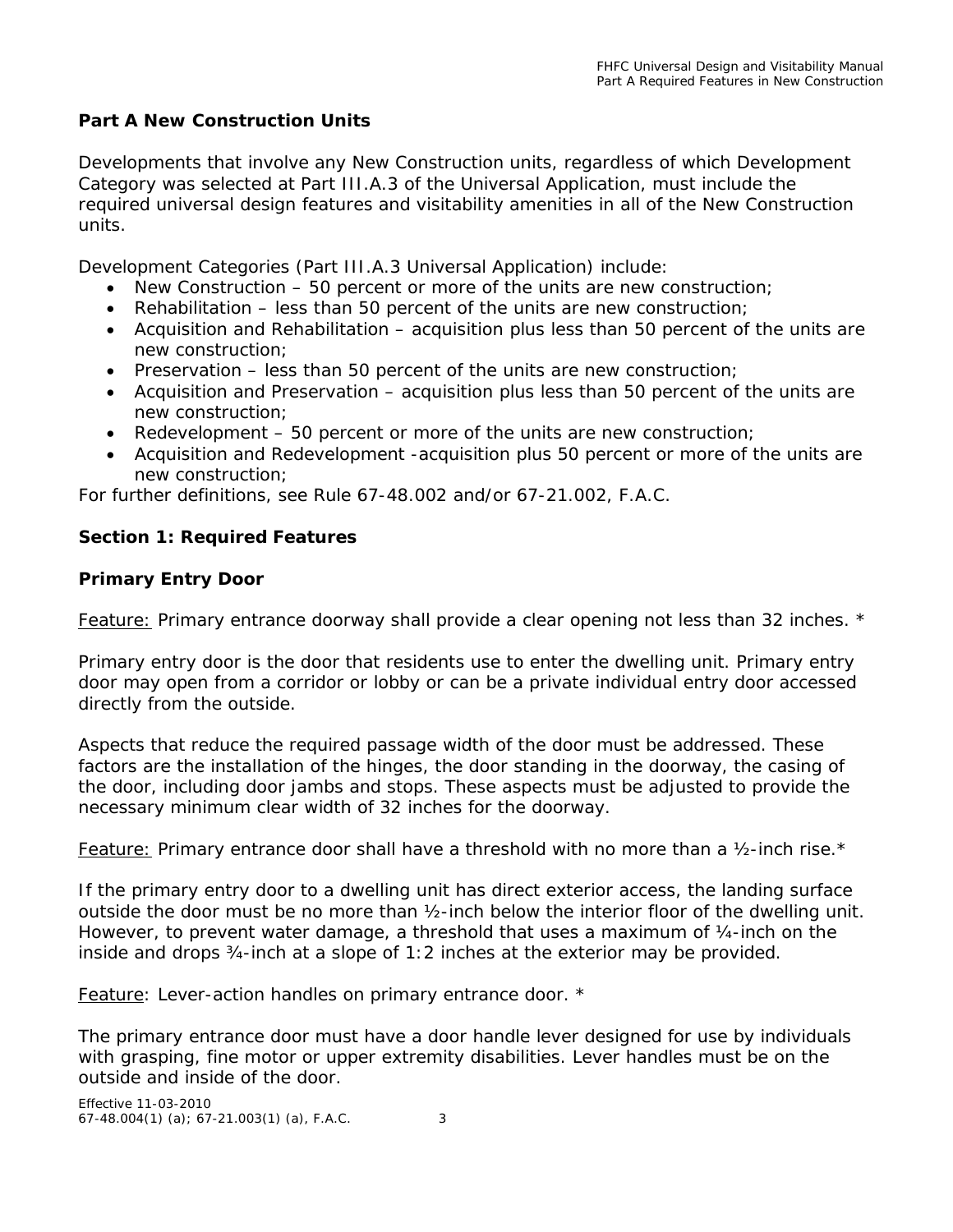## Part A New Construction Units

Developments that involve any New Construction units, regardless of which Development Category was selected at Part III.A.3 of the Universal Application, must include the required universal design features and visitability amenities in all of the New Construction units.

Development Categories (Part III.A.3 Universal Application) include:

- New Construction – 50 percent or more of the units are new construction;
- Rehabilitation – less than 50 percent of the units are new construction;
- Acquisition and Rehabilitation – acquisition plus less than 50 percent of the units are new construction;
- Preservation – less than 50 percent of the units are new construction;
- Acquisition and Preservation – acquisition plus less than 50 percent of the units are new construction;
- Redevelopment – 50 percent or more of the units are new construction;
- Acquisition and Redevelopment -acquisition plus 50 percent or more of the units are new construction;

For further definitions, see Rule 67-48.002 and/or 67-21.002, F.A.C.

### Section 1: Required Features

### Primary Entry Door

Feature: Primary entrance doorway shall provide a clear opening not less than 32 inches. *

Primary entry door is the door that residents use to enter the dwelling unit. Primary entry door may open from a corridor or lobby or can be a private individual entry door accessed directly from the outside.

Aspects that reduce the required passage width of the door must be addressed. These factors are the installation of the hinges, the door standing in the doorway, the casing of the door, including door jambs and stops. These aspects must be adjusted to provide the necessary minimum clear width of 32 inches for the doorway.

Feature: Primary entrance door shall have a threshold with no more than a ½-inch rise.*

If the primary entry door to a dwelling unit has direct exterior access, the landing surface outside the door must be no more than ½-inch below the interior floor of the dwelling unit. However, to prevent water damage, a threshold that uses a maximum of ¼-inch on the inside and drops ¾-inch at a slope of 1:2 inches at the exterior may be provided.

Feature: Lever-action handles on primary entrance door. *

The primary entrance door must have a door handle lever designed for use by individuals with grasping, fine motor or upper extremity disabilities. Lever handles must be on the outside and inside of the door.

Effective 11-03-2010
67-48.004(1) (a); 67-21.003(1) (a), F.A.C.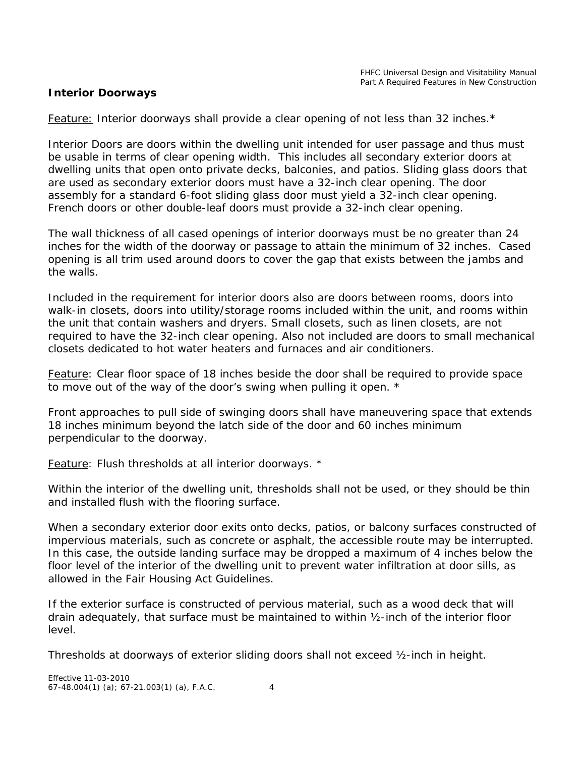## Interior Doorways

Feature: Interior doorways shall provide a clear opening of not less than 32 inches.*

Interior Doors are doors within the dwelling unit intended for user passage and thus must be usable in terms of clear opening width. This includes all secondary exterior doors at dwelling units that open onto private decks, balconies, and patios. Sliding glass doors that are used as secondary exterior doors must have a 32-inch clear opening. The door assembly for a standard 6-foot sliding glass door must yield a 32-inch clear opening. French doors or other double-leaf doors must provide a 32-inch clear opening.

The wall thickness of all cased openings of interior doorways must be no greater than 24 inches for the width of the doorway or passage to attain the minimum of 32 inches. Cased opening is all trim used around doors to cover the gap that exists between the jambs and the walls.

Included in the requirement for interior doors also are doors between rooms, doors into walk-in closets, doors into utility/storage rooms included within the unit, and rooms within the unit that contain washers and dryers. Small closets, such as linen closets, are not required to have the 32-inch clear opening. Also not included are doors to small mechanical closets dedicated to hot water heaters and furnaces and air conditioners.

Feature: Clear floor space of 18 inches beside the door shall be required to provide space to move out of the way of the door's swing when pulling it open. *

Front approaches to pull side of swinging doors shall have maneuvering space that extends 18 inches minimum beyond the latch side of the door and 60 inches minimum perpendicular to the doorway.

Feature: Flush thresholds at all interior doorways. *

Within the interior of the dwelling unit, thresholds shall not be used, or they should be thin and installed flush with the flooring surface.

When a secondary exterior door exits onto decks, patios, or balcony surfaces constructed of impervious materials, such as concrete or asphalt, the accessible route may be interrupted. In this case, the outside landing surface may be dropped a maximum of 4 inches below the floor level of the interior of the dwelling unit to prevent water infiltration at door sills, as allowed in the Fair Housing Act Guidelines.

If the exterior surface is constructed of pervious material, such as a wood deck that will drain adequately, that surface must be maintained to within ½-inch of the interior floor level.

Thresholds at doorways of exterior sliding doors shall not exceed ½-inch in height.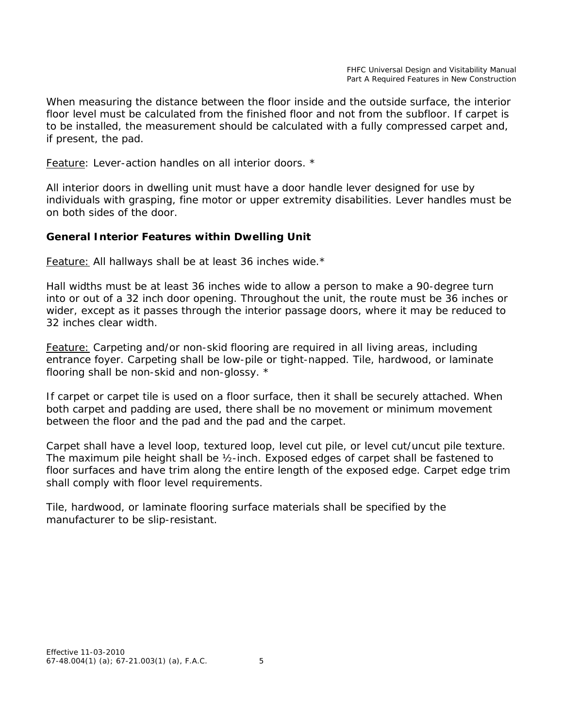When measuring the distance between the floor inside and the outside surface, the interior floor level must be calculated from the finished floor and not from the subfloor. If carpet is to be installed, the measurement should be calculated with a fully compressed carpet and, if present, the pad.

Feature: Lever-action handles on all interior doors. *

All interior doors in dwelling unit must have a door handle lever designed for use by individuals with grasping, fine motor or upper extremity disabilities. Lever handles must be on both sides of the door.

### General Interior Features within Dwelling Unit

Feature: All hallways shall be at least 36 inches wide.*

Hall widths must be at least 36 inches wide to allow a person to make a 90-degree turn into or out of a 32 inch door opening. Throughout the unit, the route must be 36 inches or wider, except as it passes through the interior passage doors, where it may be reduced to 32 inches clear width.

Feature: Carpeting and/or non-skid flooring are required in all living areas, including entrance foyer. Carpeting shall be low-pile or tight-napped. Tile, hardwood, or laminate flooring shall be non-skid and non-glossy. *

If carpet or carpet tile is used on a floor surface, then it shall be securely attached. When both carpet and padding are used, there shall be no movement or minimum movement between the floor and the pad and the pad and the carpet.

Carpet shall have a level loop, textured loop, level cut pile, or level cut/uncut pile texture. The maximum pile height shall be ½-inch. Exposed edges of carpet shall be fastened to floor surfaces and have trim along the entire length of the exposed edge. Carpet edge trim shall comply with floor level requirements.

Tile, hardwood, or laminate flooring surface materials shall be specified by the manufacturer to be slip-resistant.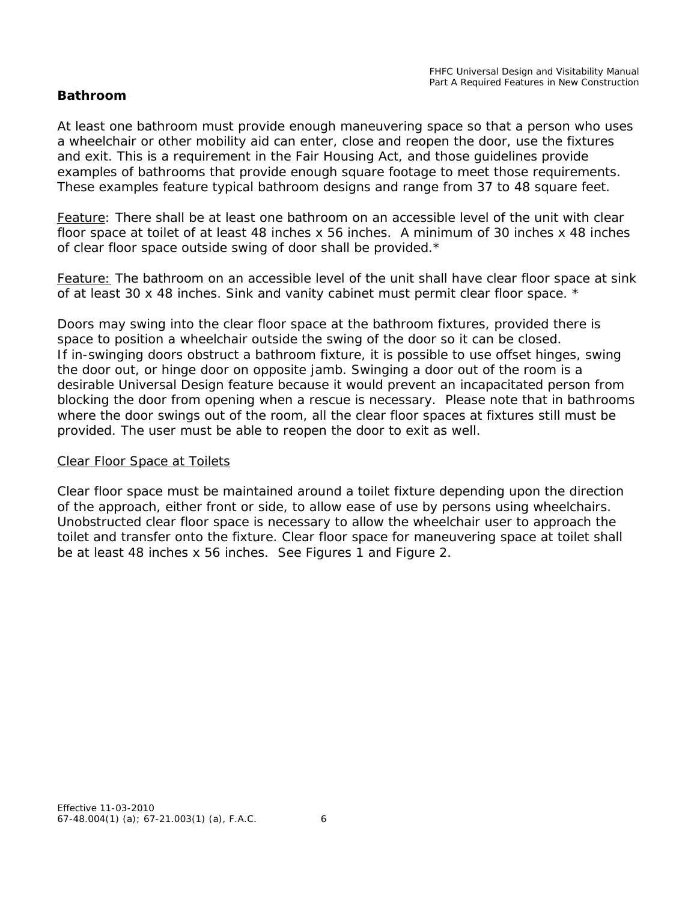## Bathroom

At least one bathroom must provide enough maneuvering space so that a person who uses a wheelchair or other mobility aid can enter, close and reopen the door, use the fixtures and exit. This is a requirement in the Fair Housing Act, and those guidelines provide examples of bathrooms that provide enough square footage to meet those requirements. These examples feature typical bathroom designs and range from 37 to 48 square feet.

Feature: There shall be at least one bathroom on an accessible level of the unit with clear floor space at toilet of at least 48 inches x 56 inches. A minimum of 30 inches x 48 inches of clear floor space outside swing of door shall be provided.*

Feature: The bathroom on an accessible level of the unit shall have clear floor space at sink of at least 30 x 48 inches. Sink and vanity cabinet must permit clear floor space. *

Doors may swing into the clear floor space at the bathroom fixtures, provided there is space to position a wheelchair outside the swing of the door so it can be closed.
If in-swinging doors obstruct a bathroom fixture, it is possible to use offset hinges, swing the door out, or hinge door on opposite jamb. Swinging a door out of the room is a desirable Universal Design feature because it would prevent an incapacitated person from blocking the door from opening when a rescue is necessary. Please note that in bathrooms where the door swings out of the room, all the clear floor spaces at fixtures still must be provided. The user must be able to reopen the door to exit as well.

### Clear Floor Space at Toilets

Clear floor space must be maintained around a toilet fixture depending upon the direction of the approach, either front or side, to allow ease of use by persons using wheelchairs. Unobstructed clear floor space is necessary to allow the wheelchair user to approach the toilet and transfer onto the fixture. Clear floor space for maneuvering space at toilet shall be at least 48 inches x 56 inches. See Figures 1 and Figure 2.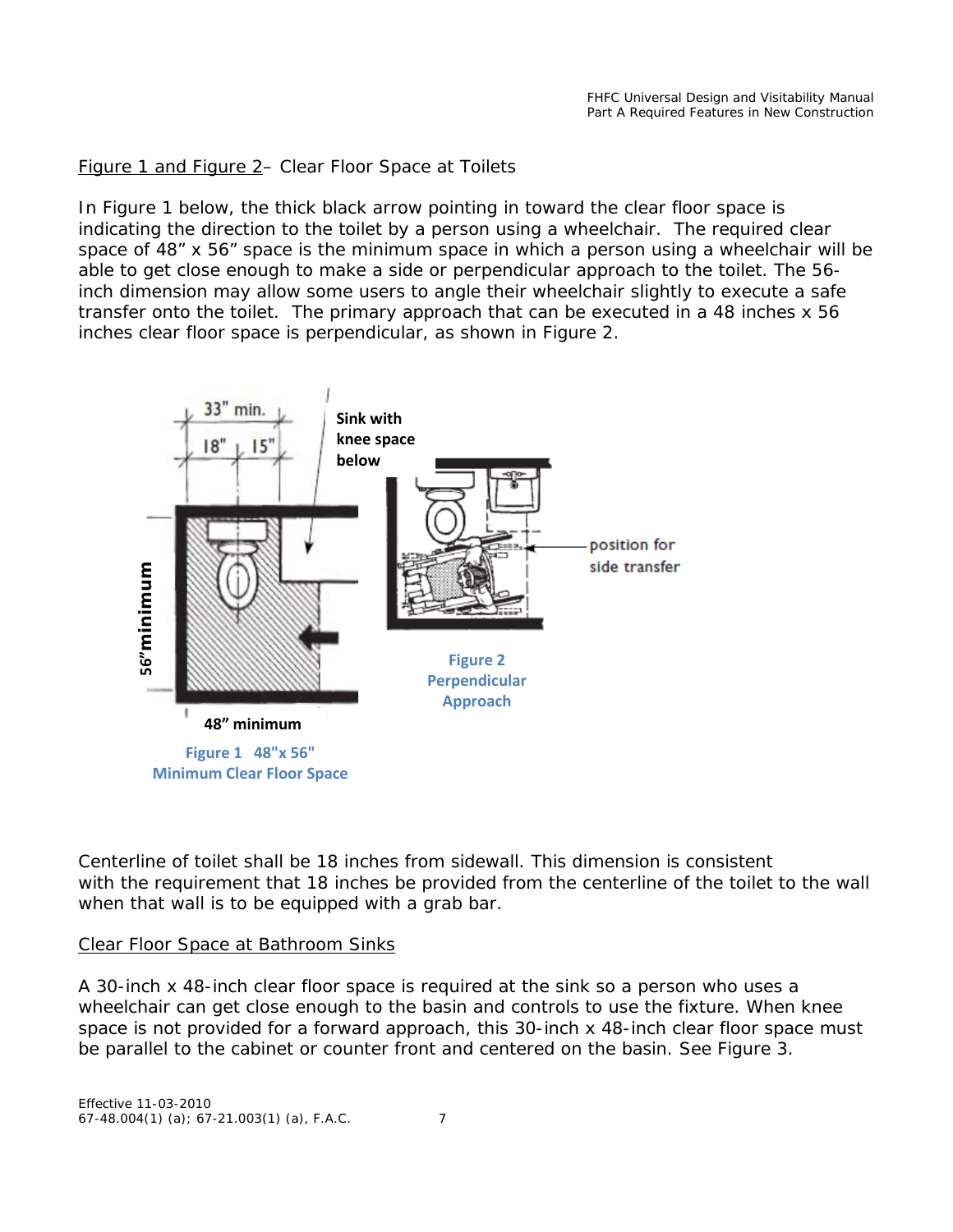Figure 1 and Figure 2– Clear Floor Space at Toilets

In Figure 1 below, the thick black arrow pointing in toward the clear floor space is indicating the direction to the toilet by a person using a wheelchair. The required clear space of 48” x 56” space is the minimum space in which a person using a wheelchair will be able to get close enough to make a side or perpendicular approach to the toilet. The 56-inch dimension may allow some users to angle their wheelchair slightly to execute a safe transfer onto the toilet. The primary approach that can be executed in a 48 inches x 56 inches clear floor space is perpendicular, as shown in Figure 2.

Figure 1 48"x 56" Minimum Clear Floor Space

Figure 2 Perpendicular Approach

Centerline of toilet shall be 18 inches from sidewall. This dimension is consistent with the requirement that 18 inches be provided from the centerline of the toilet to the wall when that wall is to be equipped with a grab bar.

Clear Floor Space at Bathroom Sinks

A 30-inch x 48-inch clear floor space is required at the sink so a person who uses a wheelchair can get close enough to the basin and controls to use the fixture. When knee space is not provided for a forward approach, this 30-inch x 48-inch clear floor space must be parallel to the cabinet or counter front and centered on the basin. See Figure 3.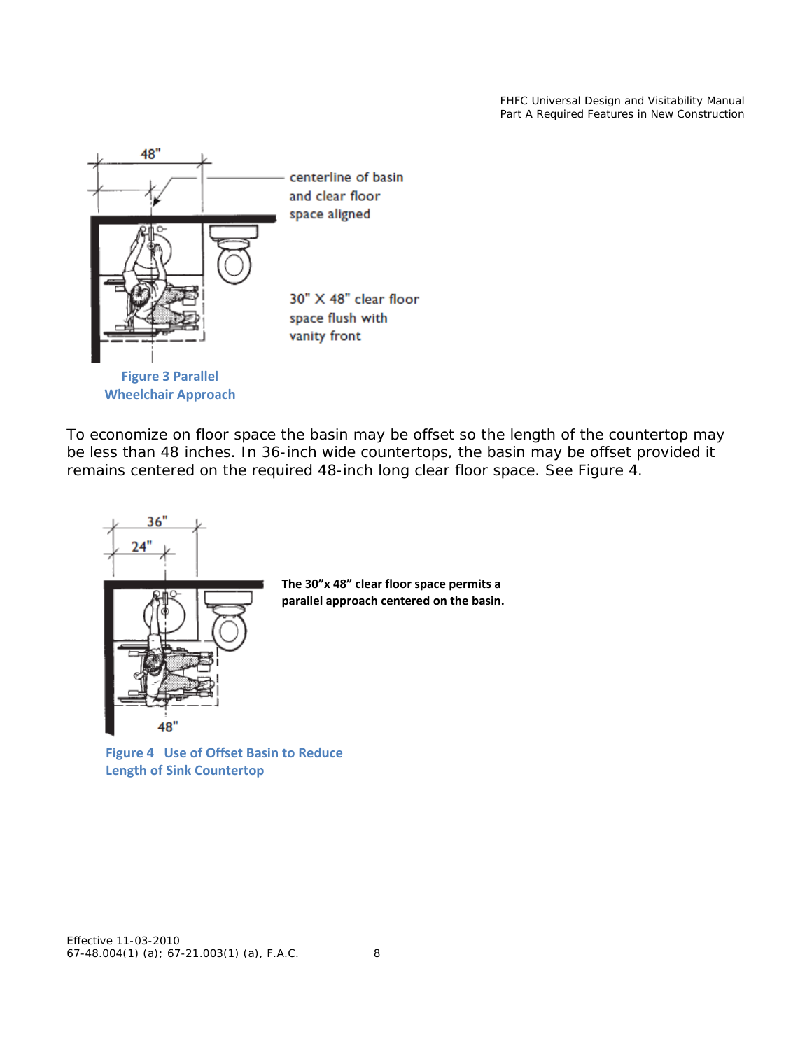centerline of basin and clear floor space aligned

30" X 48" clear floor space flush with vanity front

Figure 3 Parallel Wheelchair Approach

To economize on floor space the basin may be offset so the length of the countertop may be less than 48 inches. In 36-inch wide countertops, the basin may be offset provided it remains centered on the required 48-inch long clear floor space. See Figure 4.

**The 30”x 48” clear floor space permits a parallel approach centered on the basin.**

Figure 4 Use of Offset Basin to Reduce Length of Sink Countertop

Effective 11-03-2010
67-48.004(1) (a); 67-21.003(1) (a), F.A.C.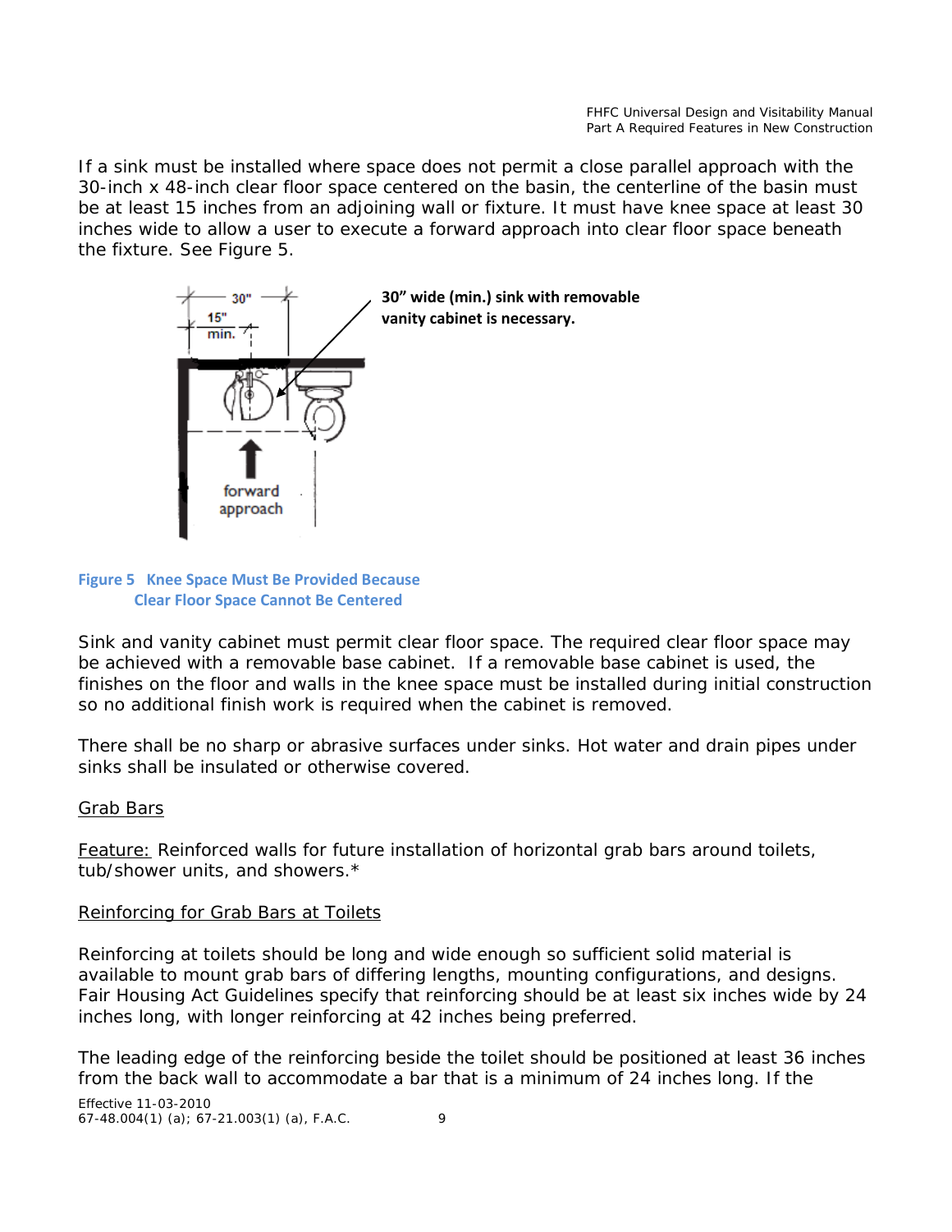If a sink must be installed where space does not permit a close parallel approach with the 30-inch x 48-inch clear floor space centered on the basin, the centerline of the basin must be at least 15 inches from an adjoining wall or fixture. It must have knee space at least 30 inches wide to allow a user to execute a forward approach into clear floor space beneath the fixture. See Figure 5.

**30" wide (min.) sink with removable vanity cabinet is necessary.**

**Figure 5 Knee Space Must Be Provided Because Clear Floor Space Cannot Be Centered**

Sink and vanity cabinet must permit clear floor space. The required clear floor space may be achieved with a removable base cabinet. If a removable base cabinet is used, the finishes on the floor and walls in the knee space must be installed during initial construction so no additional finish work is required when the cabinet is removed.

There shall be no sharp or abrasive surfaces under sinks. Hot water and drain pipes under sinks shall be insulated or otherwise covered.

Grab Bars

Feature: Reinforced walls for future installation of horizontal grab bars around toilets, tub/shower units, and showers.*

Reinforcing for Grab Bars at Toilets

Reinforcing at toilets should be long and wide enough so sufficient solid material is available to mount grab bars of differing lengths, mounting configurations, and designs. Fair Housing Act Guidelines specify that reinforcing should be at least six inches wide by 24 inches long, with longer reinforcing at 42 inches being preferred.

The leading edge of the reinforcing beside the toilet should be positioned at least 36 inches from the back wall to accommodate a bar that is a minimum of 24 inches long. If the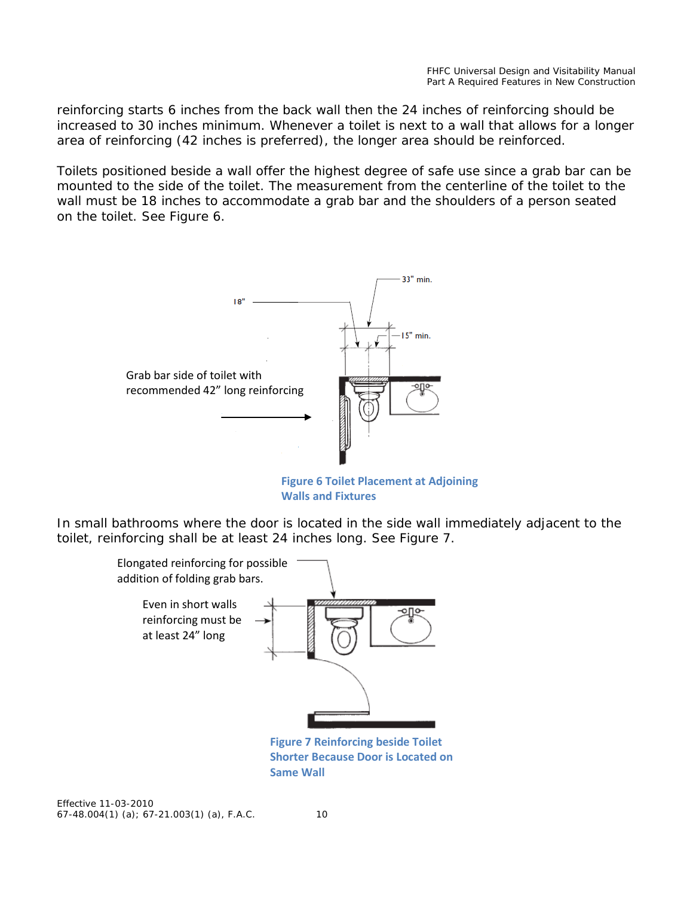reinforcing starts 6 inches from the back wall then the 24 inches of reinforcing should be increased to 30 inches minimum. Whenever a toilet is next to a wall that allows for a longer area of reinforcing (42 inches is preferred), the longer area should be reinforced.

Toilets positioned beside a wall offer the highest degree of safe use since a grab bar can be mounted to the side of the toilet. The measurement from the centerline of the toilet to the wall must be 18 inches to accommodate a grab bar and the shoulders of a person seated on the toilet. See Figure 6.

Figure 6 Toilet Placement at Adjoining Walls and Fixtures

In small bathrooms where the door is located in the side wall immediately adjacent to the toilet, reinforcing shall be at least 24 inches long. See Figure 7.

Figure 7 Reinforcing beside Toilet Shorter Because Door is Located on Same Wall

Effective 11-03-2010
67-48.004(1) (a); 67-21.003(1) (a), F.A.C.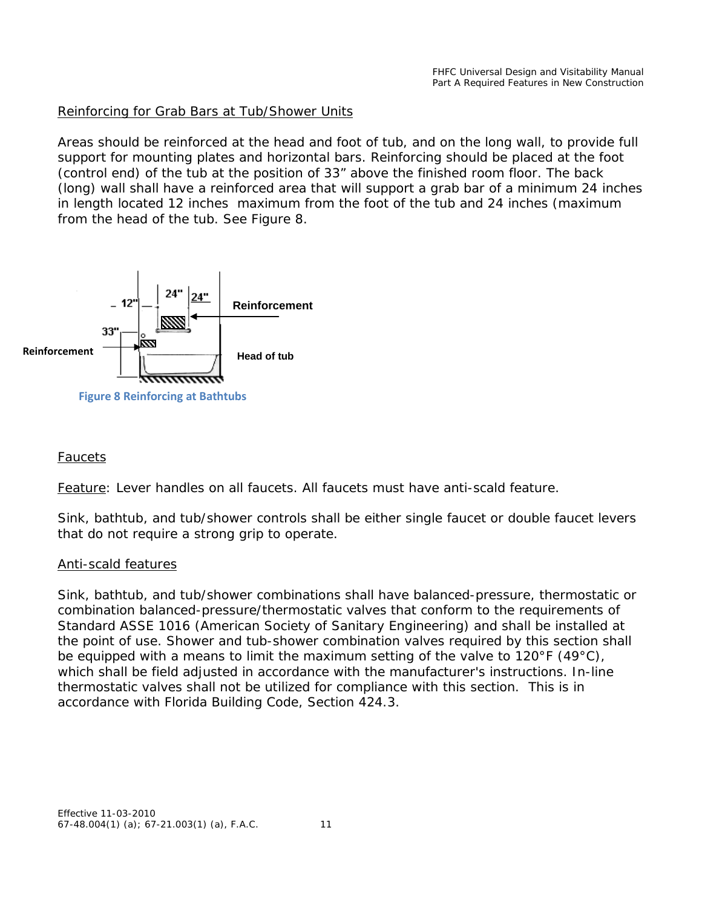Reinforcing for Grab Bars at Tub/Shower Units

Areas should be reinforced at the head and foot of tub, and on the long wall, to provide full support for mounting plates and horizontal bars. Reinforcing should be placed at the foot (control end) of the tub at the position of 33" above the finished room floor. The back (long) wall shall have a reinforced area that will support a grab bar of a minimum 24 inches in length located 12 inches maximum from the foot of the tub and 24 inches (maximum from the head of the tub. See Figure 8.

Figure 8 Reinforcing at Bathtubs

Faucets

Feature: Lever handles on all faucets. All faucets must have anti-scald feature.

Sink, bathtub, and tub/shower controls shall be either single faucet or double faucet levers that do not require a strong grip to operate.

Anti-scald features

Sink, bathtub, and tub/shower combinations shall have balanced-pressure, thermostatic or combination balanced-pressure/thermostatic valves that conform to the requirements of Standard ASSE 1016 (American Society of Sanitary Engineering) and shall be installed at the point of use. Shower and tub-shower combination valves required by this section shall be equipped with a means to limit the maximum setting of the valve to 120°F (49°C), which shall be field adjusted in accordance with the manufacturer's instructions. In-line thermostatic valves shall not be utilized for compliance with this section. This is in accordance with Florida Building Code, Section 424.3.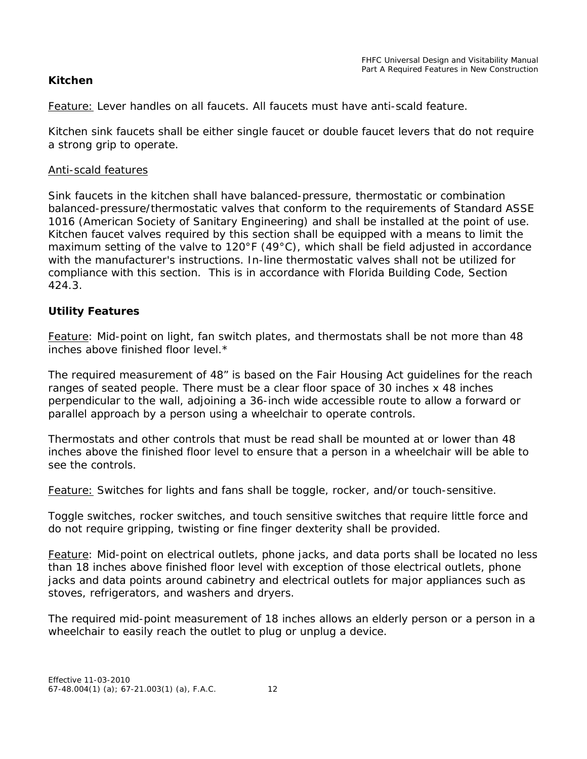## Kitchen

<u>Feature:</u> Lever handles on all faucets. All faucets must have anti-scald feature.

Kitchen sink faucets shall be either single faucet or double faucet levers that do not require a strong grip to operate.

<u>Anti-scald features</u>

Sink faucets in the kitchen shall have balanced-pressure, thermostatic or combination balanced-pressure/thermostatic valves that conform to the requirements of Standard ASSE 1016 (American Society of Sanitary Engineering) and shall be installed at the point of use. Kitchen faucet valves required by this section shall be equipped with a means to limit the maximum setting of the valve to 120°F (49°C), which shall be field adjusted in accordance with the manufacturer's instructions. In-line thermostatic valves shall not be utilized for compliance with this section. This is in accordance with Florida Building Code, Section 424.3.

## Utility Features

<u>Feature</u>: Mid-point on light, fan switch plates, and thermostats shall be not more than 48 inches above finished floor level.*

The required measurement of 48" is based on the Fair Housing Act guidelines for the reach ranges of seated people. There must be a clear floor space of 30 inches x 48 inches perpendicular to the wall, adjoining a 36-inch wide accessible route to allow a forward or parallel approach by a person using a wheelchair to operate controls.

Thermostats and other controls that must be read shall be mounted at or lower than 48 inches above the finished floor level to ensure that a person in a wheelchair will be able to see the controls.

<u>Feature:</u> Switches for lights and fans shall be toggle, rocker, and/or touch-sensitive.

Toggle switches, rocker switches, and touch sensitive switches that require little force and do not require gripping, twisting or fine finger dexterity shall be provided.

<u>Feature</u>: Mid-point on electrical outlets, phone jacks, and data ports shall be located no less than 18 inches above finished floor level with exception of those electrical outlets, phone jacks and data points around cabinetry and electrical outlets for major appliances such as stoves, refrigerators, and washers and dryers.

The required mid-point measurement of 18 inches allows an elderly person or a person in a wheelchair to easily reach the outlet to plug or unplug a device.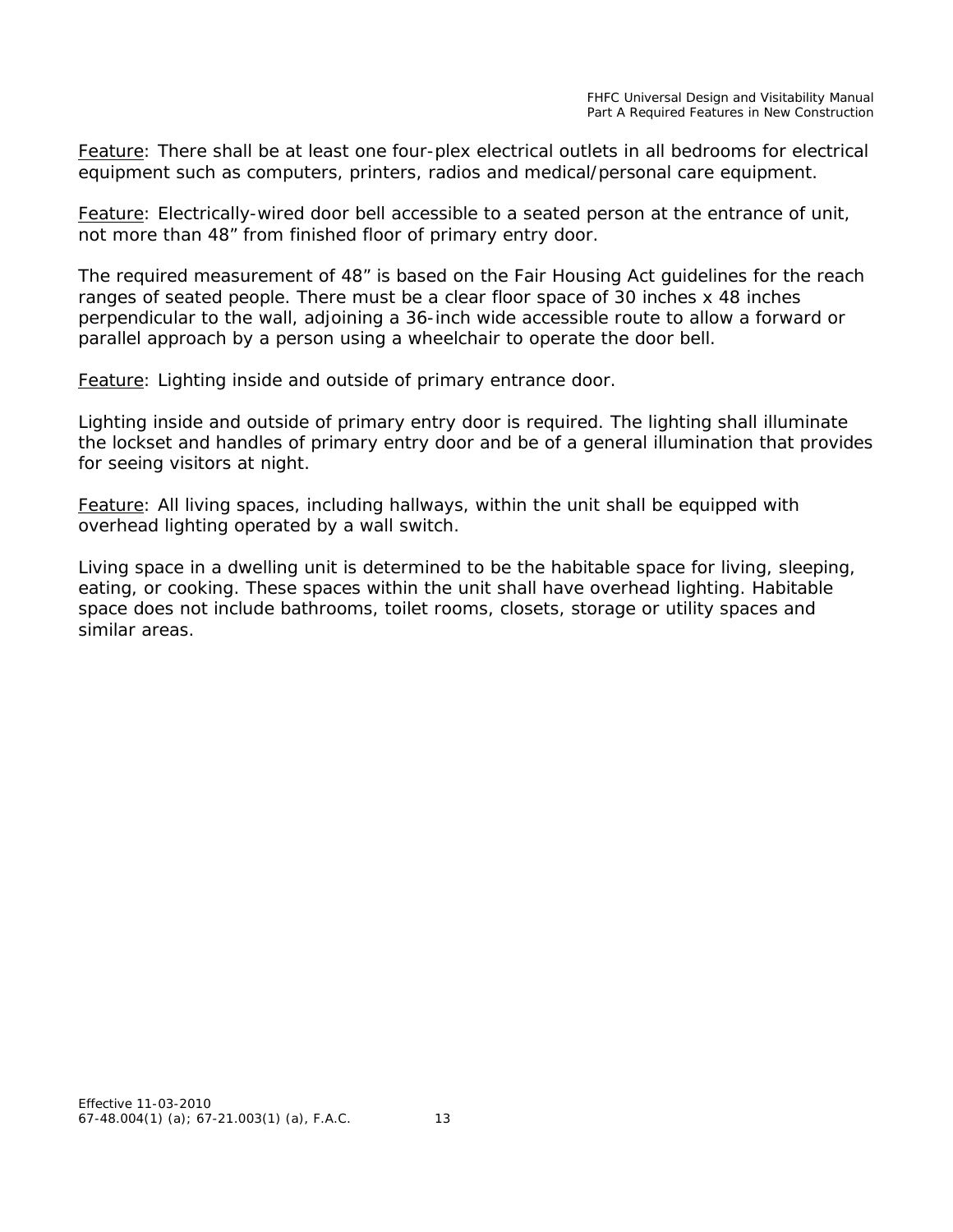Feature: There shall be at least one four-plex electrical outlets in all bedrooms for electrical equipment such as computers, printers, radios and medical/personal care equipment.

Feature: Electrically-wired door bell accessible to a seated person at the entrance of unit, not more than 48" from finished floor of primary entry door.

The required measurement of 48" is based on the Fair Housing Act guidelines for the reach ranges of seated people. There must be a clear floor space of 30 inches x 48 inches perpendicular to the wall, adjoining a 36-inch wide accessible route to allow a forward or parallel approach by a person using a wheelchair to operate the door bell.

Feature: Lighting inside and outside of primary entrance door.

Lighting inside and outside of primary entry door is required. The lighting shall illuminate the lockset and handles of primary entry door and be of a general illumination that provides for seeing visitors at night.

Feature: All living spaces, including hallways, within the unit shall be equipped with overhead lighting operated by a wall switch.

Living space in a dwelling unit is determined to be the habitable space for living, sleeping, eating, or cooking. These spaces within the unit shall have overhead lighting. Habitable space does not include bathrooms, toilet rooms, closets, storage or utility spaces and similar areas.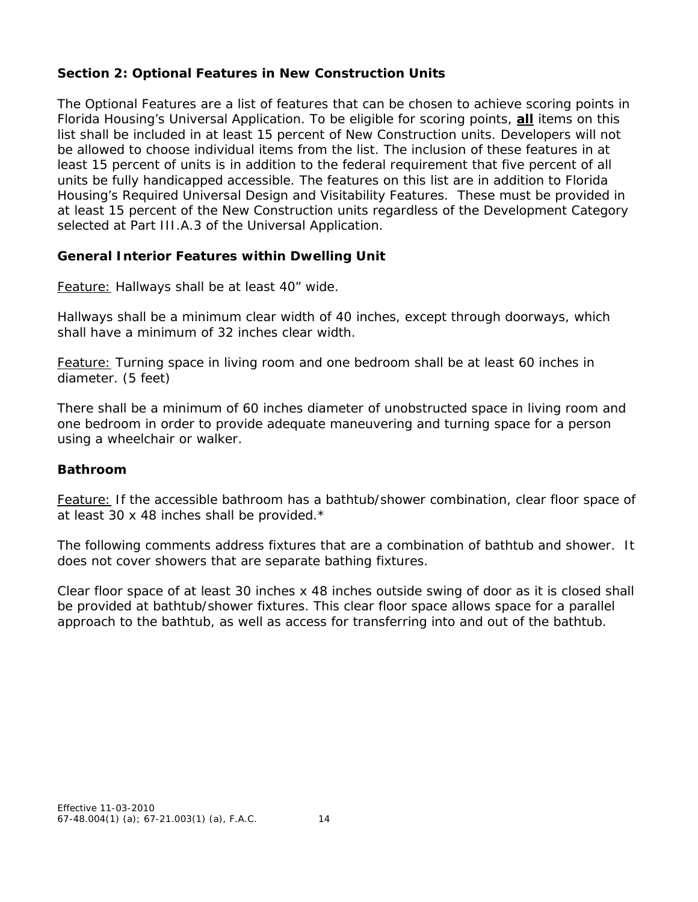**Section 2: Optional Features in New Construction Units**

The Optional Features are a list of features that can be chosen to achieve scoring points in Florida Housing's Universal Application. To be eligible for scoring points, **<u>all</u>** items on this list shall be included in at least 15 percent of New Construction units. Developers will not be allowed to choose individual items from the list. The inclusion of these features in at least 15 percent of units is in addition to the federal requirement that five percent of all units be fully handicapped accessible. The features on this list are in addition to Florida Housing's Required Universal Design and Visitability Features. These must be provided in at least 15 percent of the New Construction units regardless of the Development Category selected at Part III.A.3 of the Universal Application.

**General Interior Features within Dwelling Unit**

<u>Feature:</u> Hallways shall be at least 40" wide.

Hallways shall be a minimum clear width of 40 inches, except through doorways, which shall have a minimum of 32 inches clear width.

<u>Feature:</u> Turning space in living room and one bedroom shall be at least 60 inches in diameter. (5 feet)

There shall be a minimum of 60 inches diameter of unobstructed space in living room and one bedroom in order to provide adequate maneuvering and turning space for a person using a wheelchair or walker.

**Bathroom**

<u>Feature:</u> If the accessible bathroom has a bathtub/shower combination, clear floor space of at least 30 x 48 inches shall be provided.*

The following comments address fixtures that are a combination of bathtub and shower. It does not cover showers that are separate bathing fixtures.

Clear floor space of at least 30 inches x 48 inches outside swing of door as it is closed shall be provided at bathtub/shower fixtures. This clear floor space allows space for a parallel approach to the bathtub, as well as access for transferring into and out of the bathtub.

Effective 11-03-2010
67-48.004(1) (a); 67-21.003(1) (a), F.A.C.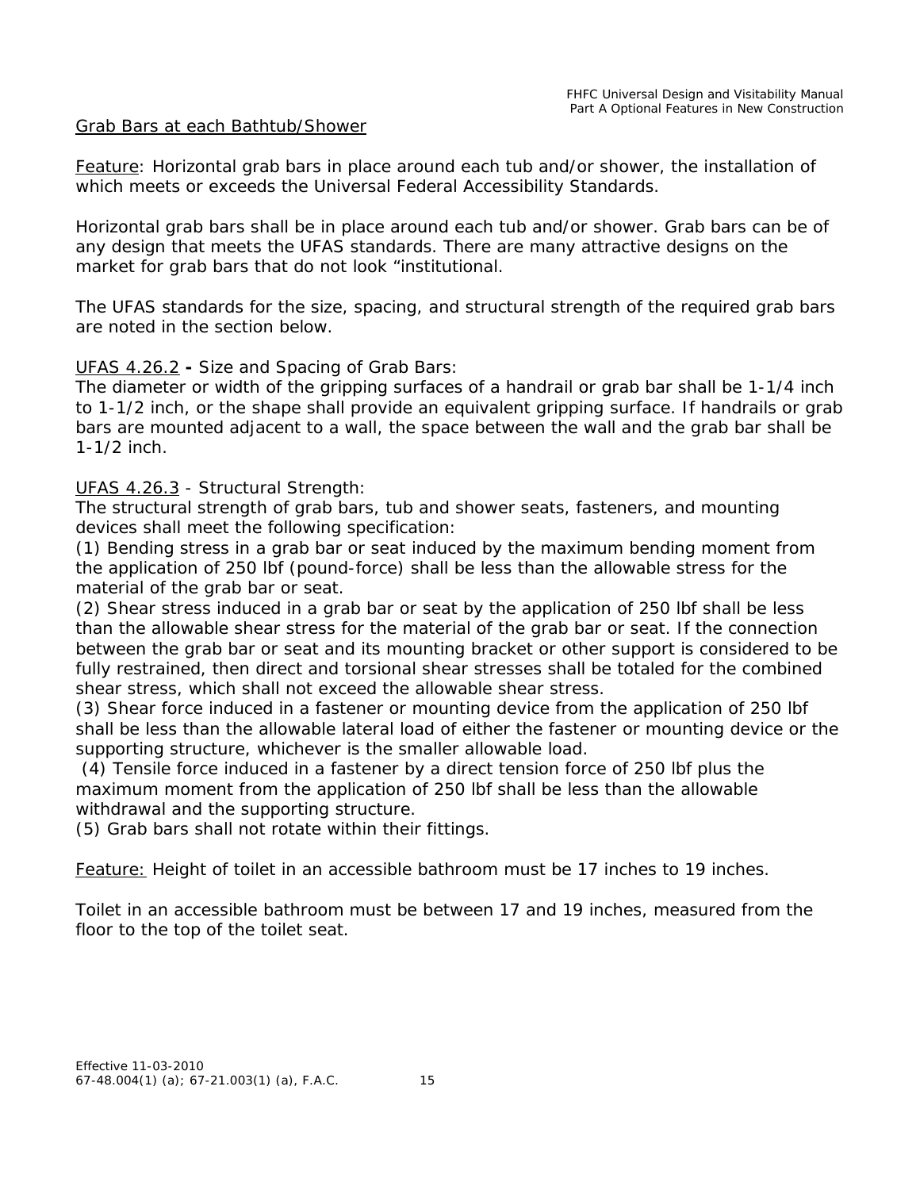Grab Bars at each Bathtub/Shower

Feature: Horizontal grab bars in place around each tub and/or shower, the installation of which meets or exceeds the Universal Federal Accessibility Standards.

Horizontal grab bars shall be in place around each tub and/or shower. Grab bars can be of any design that meets the UFAS standards. There are many attractive designs on the market for grab bars that do not look "institutional.

The UFAS standards for the size, spacing, and structural strength of the required grab bars are noted in the section below.

UFAS 4.26.2 **-** Size and Spacing of Grab Bars:
The diameter or width of the gripping surfaces of a handrail or grab bar shall be 1-1/4 inch to 1-1/2 inch, or the shape shall provide an equivalent gripping surface. If handrails or grab bars are mounted adjacent to a wall, the space between the wall and the grab bar shall be 1-1/2 inch.

UFAS 4.26.3 - Structural Strength:
The structural strength of grab bars, tub and shower seats, fasteners, and mounting devices shall meet the following specification:
(1) Bending stress in a grab bar or seat induced by the maximum bending moment from the application of 250 lbf (pound-force) shall be less than the allowable stress for the material of the grab bar or seat.
(2) Shear stress induced in a grab bar or seat by the application of 250 lbf shall be less than the allowable shear stress for the material of the grab bar or seat. If the connection between the grab bar or seat and its mounting bracket or other support is considered to be fully restrained, then direct and torsional shear stresses shall be totaled for the combined shear stress, which shall not exceed the allowable shear stress.
(3) Shear force induced in a fastener or mounting device from the application of 250 lbf shall be less than the allowable lateral load of either the fastener or mounting device or the supporting structure, whichever is the smaller allowable load.
(4) Tensile force induced in a fastener by a direct tension force of 250 lbf plus the maximum moment from the application of 250 lbf shall be less than the allowable withdrawal and the supporting structure.
(5) Grab bars shall not rotate within their fittings.

Feature: Height of toilet in an accessible bathroom must be 17 inches to 19 inches.

Toilet in an accessible bathroom must be between 17 and 19 inches, measured from the floor to the top of the toilet seat.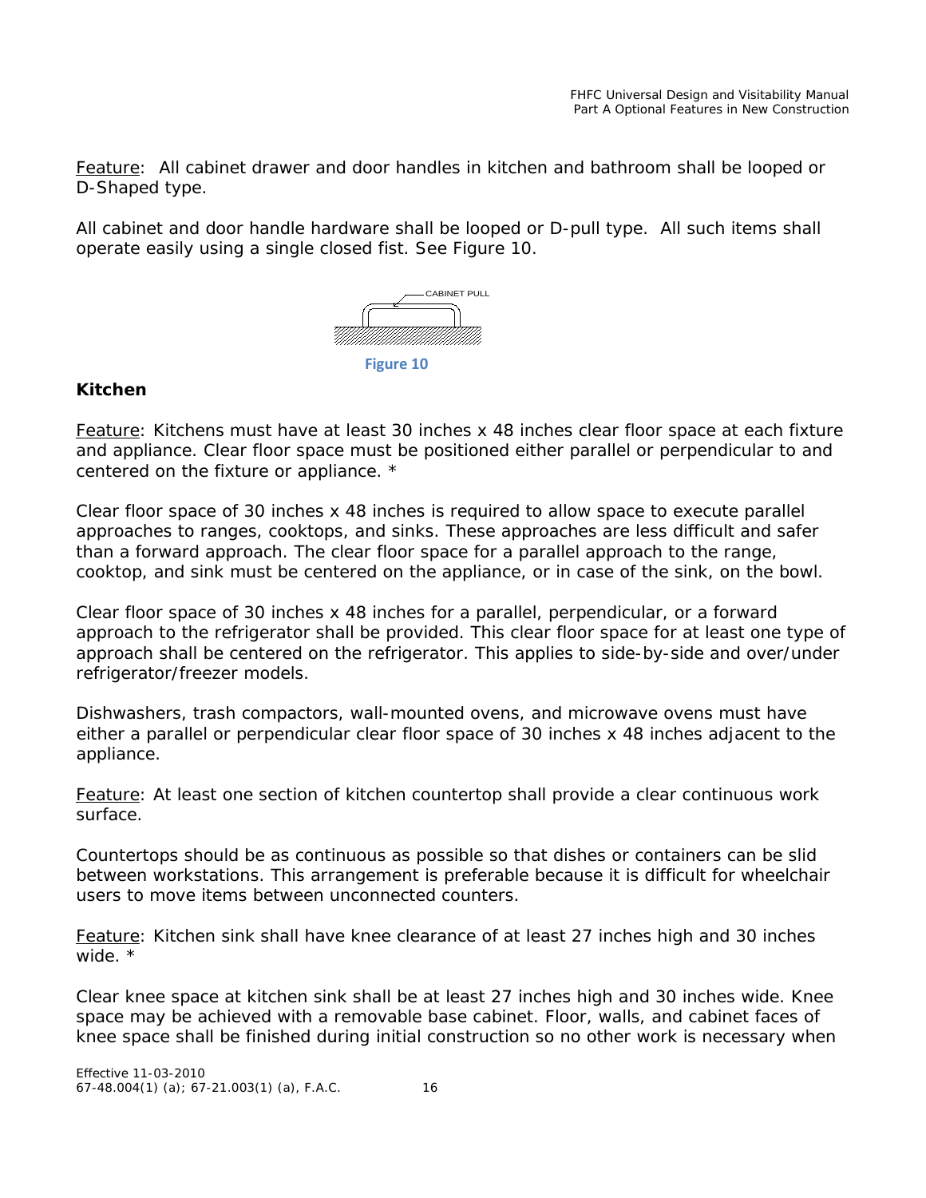Feature: All cabinet drawer and door handles in kitchen and bathroom shall be looped or D-Shaped type.

All cabinet and door handle hardware shall be looped or D-pull type. All such items shall operate easily using a single closed fist. See Figure 10.

CABINET PULL

Figure 10

### Kitchen

Feature: Kitchens must have at least 30 inches x 48 inches clear floor space at each fixture and appliance. Clear floor space must be positioned either parallel or perpendicular to and centered on the fixture or appliance. *

Clear floor space of 30 inches x 48 inches is required to allow space to execute parallel approaches to ranges, cooktops, and sinks. These approaches are less difficult and safer than a forward approach. The clear floor space for a parallel approach to the range, cooktop, and sink must be centered on the appliance, or in case of the sink, on the bowl.

Clear floor space of 30 inches x 48 inches for a parallel, perpendicular, or a forward approach to the refrigerator shall be provided. This clear floor space for at least one type of approach shall be centered on the refrigerator. This applies to side-by-side and over/under refrigerator/freezer models.

Dishwashers, trash compactors, wall-mounted ovens, and microwave ovens must have either a parallel or perpendicular clear floor space of 30 inches x 48 inches adjacent to the appliance.

Feature: At least one section of kitchen countertop shall provide a clear continuous work surface.

Countertops should be as continuous as possible so that dishes or containers can be slid between workstations. This arrangement is preferable because it is difficult for wheelchair users to move items between unconnected counters.

Feature: Kitchen sink shall have knee clearance of at least 27 inches high and 30 inches wide. *

Clear knee space at kitchen sink shall be at least 27 inches high and 30 inches wide. Knee space may be achieved with a removable base cabinet. Floor, walls, and cabinet faces of knee space shall be finished during initial construction so no other work is necessary when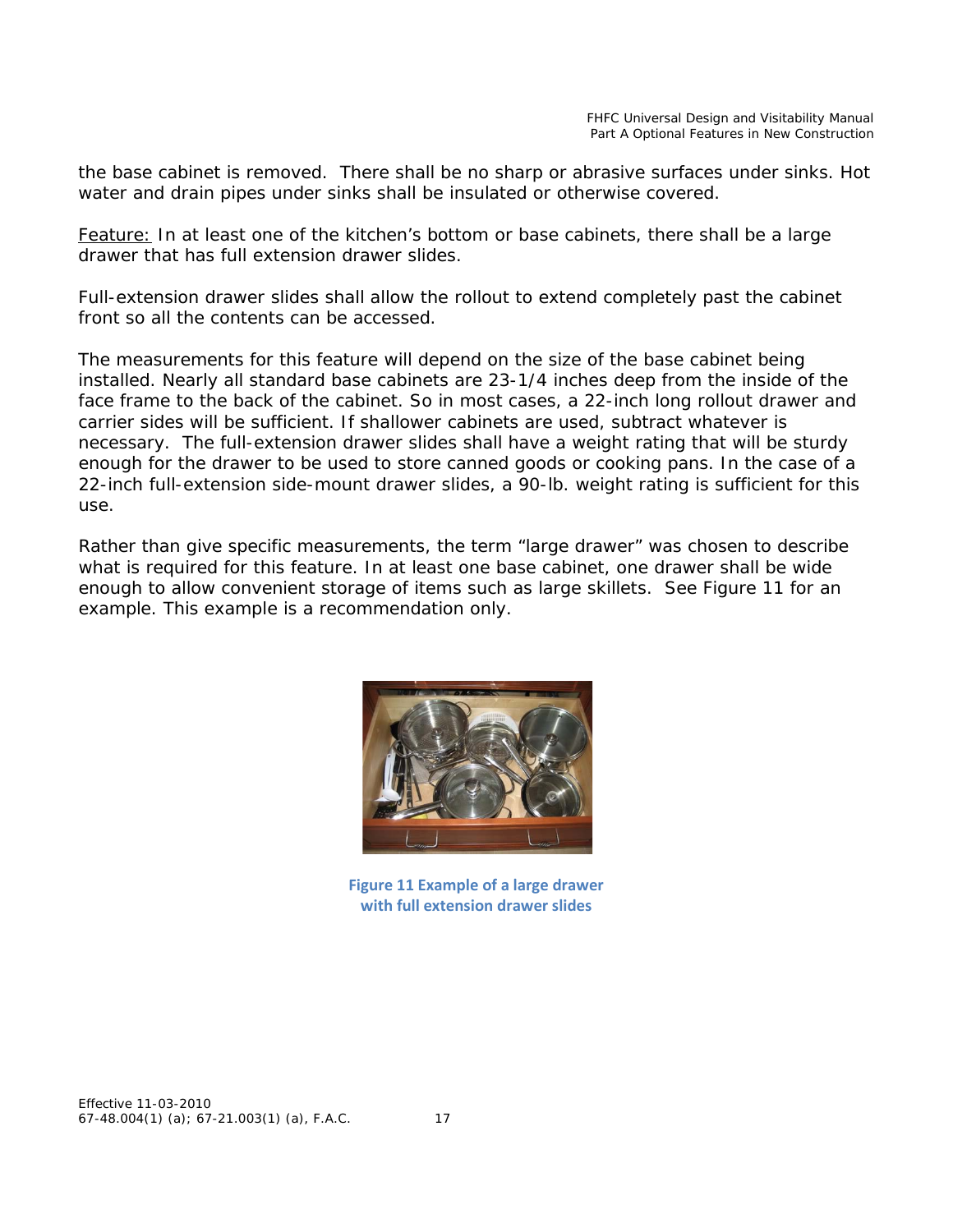the base cabinet is removed. There shall be no sharp or abrasive surfaces under sinks. Hot water and drain pipes under sinks shall be insulated or otherwise covered.

Feature: In at least one of the kitchen's bottom or base cabinets, there shall be a large drawer that has full extension drawer slides.

Full-extension drawer slides shall allow the rollout to extend completely past the cabinet front so all the contents can be accessed.

The measurements for this feature will depend on the size of the base cabinet being installed. Nearly all standard base cabinets are 23-1/4 inches deep from the inside of the face frame to the back of the cabinet. So in most cases, a 22-inch long rollout drawer and carrier sides will be sufficient. If shallower cabinets are used, subtract whatever is necessary. The full-extension drawer slides shall have a weight rating that will be sturdy enough for the drawer to be used to store canned goods or cooking pans. In the case of a 22-inch full-extension side-mount drawer slides, a 90-lb. weight rating is sufficient for this use.

Rather than give specific measurements, the term "large drawer" was chosen to describe what is required for this feature. In at least one base cabinet, one drawer shall be wide enough to allow convenient storage of items such as large skillets. See Figure 11 for an example. This example is a recommendation only.

**Figure 11 Example of a large drawer with full extension drawer slides**

Effective 11-03-2010
67-48.004(1) (a); 67-21.003(1) (a), F.A.C.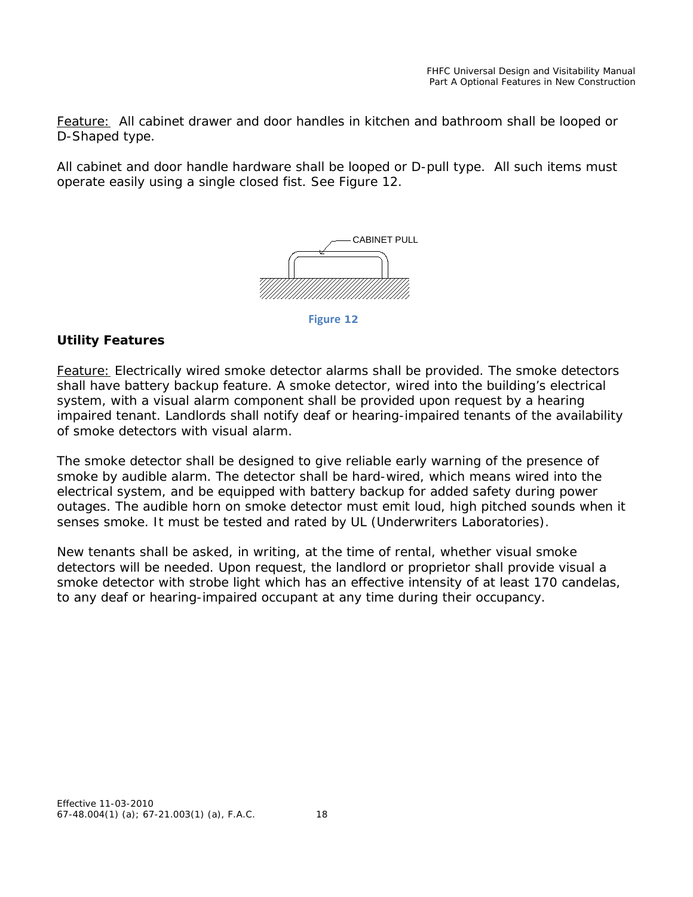Feature: All cabinet drawer and door handles in kitchen and bathroom shall be looped or D-Shaped type.

All cabinet and door handle hardware shall be looped or D-pull type. All such items must operate easily using a single closed fist. See Figure 12.

CABINET PULL

Figure 12

**Utility Features**

Feature: Electrically wired smoke detector alarms shall be provided. The smoke detectors shall have battery backup feature. A smoke detector, wired into the building's electrical system, with a visual alarm component shall be provided upon request by a hearing impaired tenant. Landlords shall notify deaf or hearing-impaired tenants of the availability of smoke detectors with visual alarm.

The smoke detector shall be designed to give reliable early warning of the presence of smoke by audible alarm. The detector shall be hard-wired, which means wired into the electrical system, and be equipped with battery backup for added safety during power outages. The audible horn on smoke detector must emit loud, high pitched sounds when it senses smoke. It must be tested and rated by UL (Underwriters Laboratories).

New tenants shall be asked, in writing, at the time of rental, whether visual smoke detectors will be needed. Upon request, the landlord or proprietor shall provide visual a smoke detector with strobe light which has an effective intensity of at least 170 candelas, to any deaf or hearing-impaired occupant at any time during their occupancy.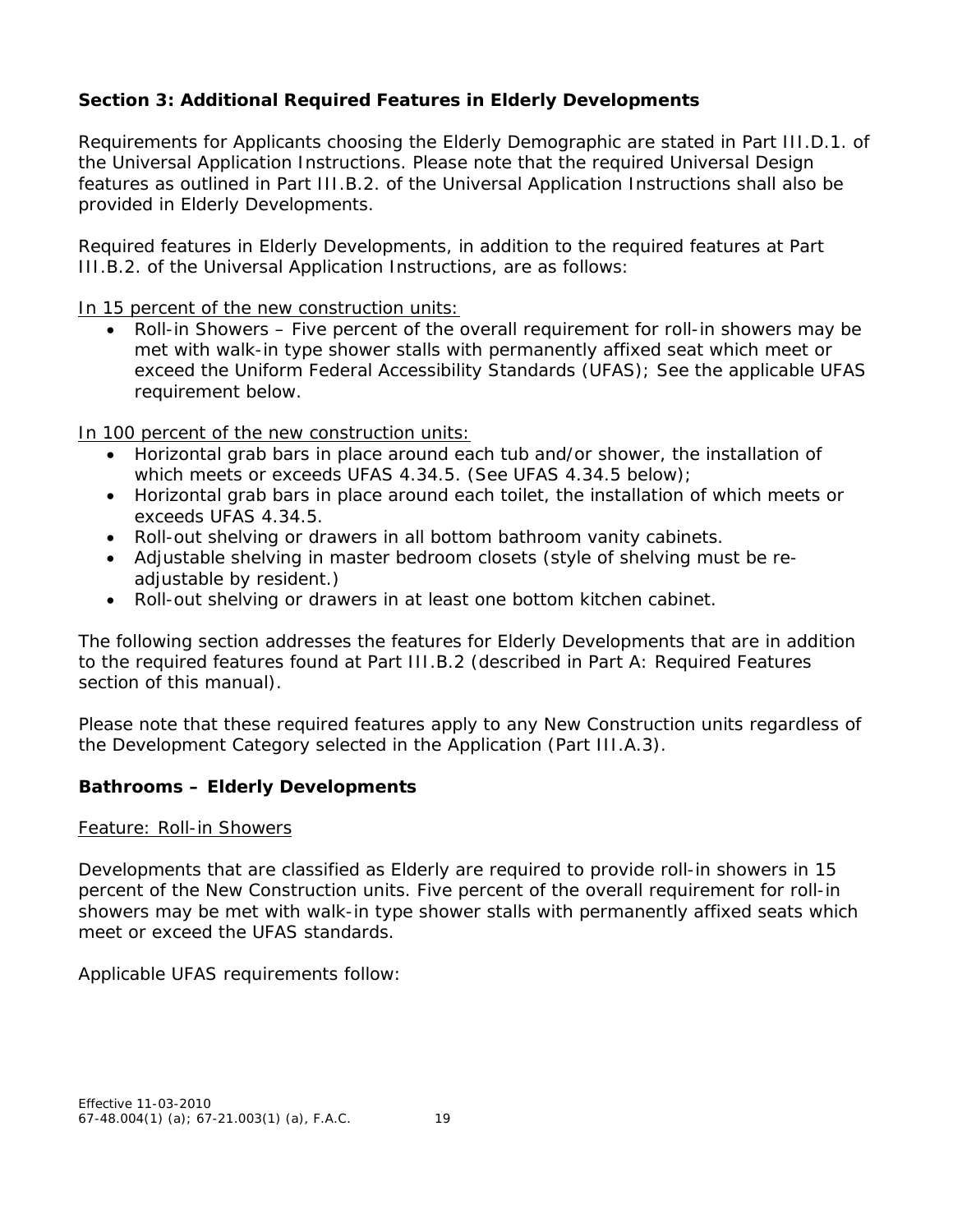**Section 3: Additional Required Features in Elderly Developments**

Requirements for Applicants choosing the Elderly Demographic are stated in Part III.D.1. of the Universal Application Instructions. Please note that the required Universal Design features as outlined in Part III.B.2. of the Universal Application Instructions shall also be provided in Elderly Developments.

Required features in Elderly Developments, in addition to the required features at Part III.B.2. of the Universal Application Instructions, are as follows:

<u>In 15 percent of the new construction units:</u>

- Roll-in Showers – Five percent of the overall requirement for roll-in showers may be met with walk-in type shower stalls with permanently affixed seat which meet or exceed the Uniform Federal Accessibility Standards (UFAS); See the applicable UFAS requirement below.

<u>In 100 percent of the new construction units:</u>

- Horizontal grab bars in place around each tub and/or shower, the installation of which meets or exceeds UFAS 4.34.5. (See UFAS 4.34.5 below);
- Horizontal grab bars in place around each toilet, the installation of which meets or exceeds UFAS 4.34.5.
- Roll-out shelving or drawers in all bottom bathroom vanity cabinets.
- Adjustable shelving in master bedroom closets (style of shelving must be re-adjustable by resident.)
- Roll-out shelving or drawers in at least one bottom kitchen cabinet.

The following section addresses the features for Elderly Developments that are in addition to the required features found at Part III.B.2 (described in Part A: Required Features section of this manual).

Please note that these required features apply to any New Construction units regardless of the Development Category selected in the Application (Part III.A.3).

**Bathrooms – Elderly Developments**

<u>Feature: Roll-in Showers</u>

Developments that are classified as Elderly are required to provide roll-in showers in 15 percent of the New Construction units. Five percent of the overall requirement for roll-in showers may be met with walk-in type shower stalls with permanently affixed seats which meet or exceed the UFAS standards.

Applicable UFAS requirements follow:

Effective 11-03-2010
67-48.004(1) (a); 67-21.003(1) (a), F.A.C.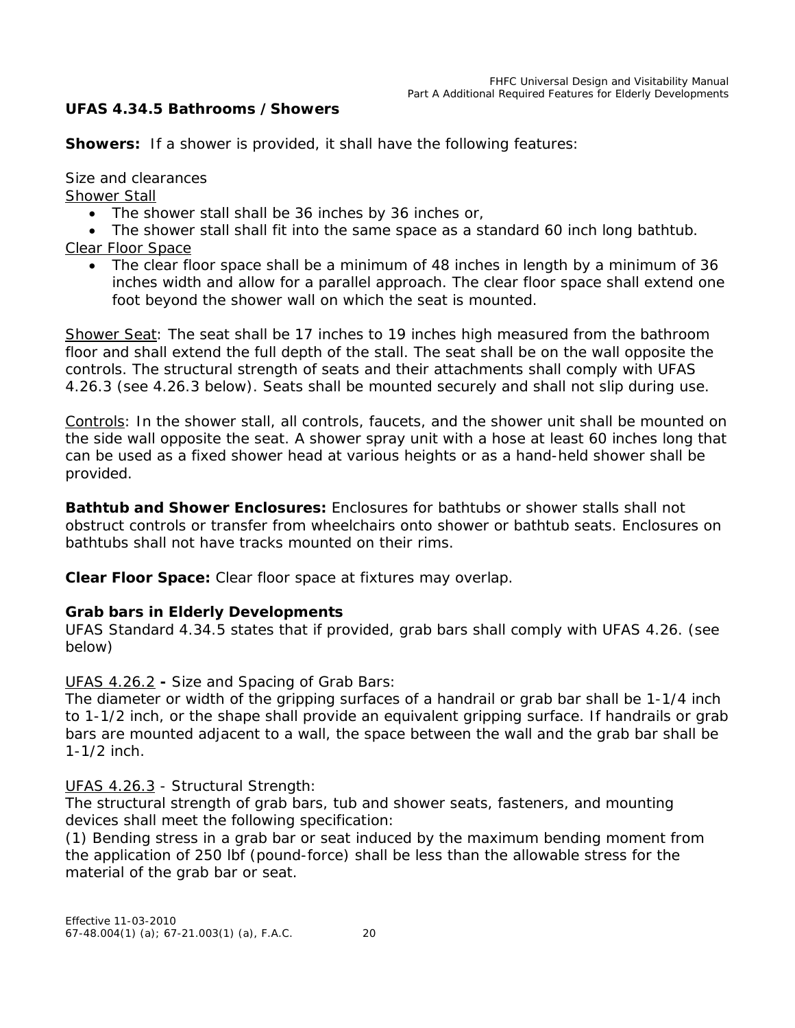**UFAS 4.34.5 Bathrooms / Showers**

**Showers:** If a shower is provided, it shall have the following features:

Size and clearances

Shower Stall

- The shower stall shall be 36 inches by 36 inches or,
- The shower stall shall fit into the same space as a standard 60 inch long bathtub.

Clear Floor Space

- The clear floor space shall be a minimum of 48 inches in length by a minimum of 36 inches width and allow for a parallel approach. The clear floor space shall extend one foot beyond the shower wall on which the seat is mounted.

Shower Seat: The seat shall be 17 inches to 19 inches high measured from the bathroom floor and shall extend the full depth of the stall. The seat shall be on the wall opposite the controls. The structural strength of seats and their attachments shall comply with UFAS 4.26.3 (see 4.26.3 below). Seats shall be mounted securely and shall not slip during use.

Controls: In the shower stall, all controls, faucets, and the shower unit shall be mounted on the side wall opposite the seat. A shower spray unit with a hose at least 60 inches long that can be used as a fixed shower head at various heights or as a hand-held shower shall be provided.

**Bathtub and Shower Enclosures:** Enclosures for bathtubs or shower stalls shall not obstruct controls or transfer from wheelchairs onto shower or bathtub seats. Enclosures on bathtubs shall not have tracks mounted on their rims.

**Clear Floor Space:** Clear floor space at fixtures may overlap.

**Grab bars in Elderly Developments**

UFAS Standard 4.34.5 states that if provided, grab bars shall comply with UFAS 4.26. (see below)

UFAS 4.26.2 **-** Size and Spacing of Grab Bars:

The diameter or width of the gripping surfaces of a handrail or grab bar shall be 1-1/4 inch to 1-1/2 inch, or the shape shall provide an equivalent gripping surface. If handrails or grab bars are mounted adjacent to a wall, the space between the wall and the grab bar shall be 1-1/2 inch.

UFAS 4.26.3 - Structural Strength:

The structural strength of grab bars, tub and shower seats, fasteners, and mounting devices shall meet the following specification:

(1) Bending stress in a grab bar or seat induced by the maximum bending moment from the application of 250 lbf (pound-force) shall be less than the allowable stress for the material of the grab bar or seat.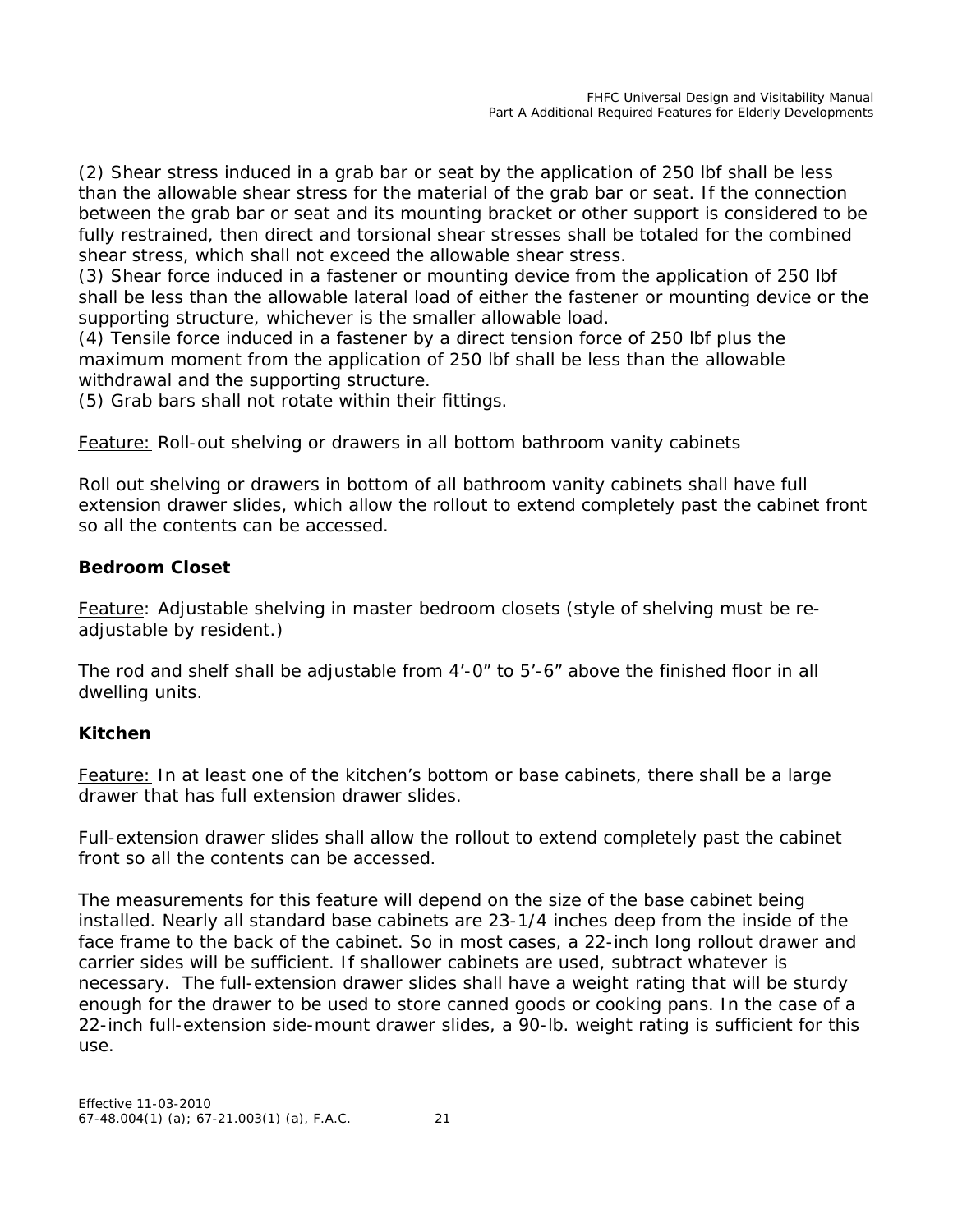(2) Shear stress induced in a grab bar or seat by the application of 250 lbf shall be less than the allowable shear stress for the material of the grab bar or seat. If the connection between the grab bar or seat and its mounting bracket or other support is considered to be fully restrained, then direct and torsional shear stresses shall be totaled for the combined shear stress, which shall not exceed the allowable shear stress.

(3) Shear force induced in a fastener or mounting device from the application of 250 lbf shall be less than the allowable lateral load of either the fastener or mounting device or the supporting structure, whichever is the smaller allowable load.

(4) Tensile force induced in a fastener by a direct tension force of 250 lbf plus the maximum moment from the application of 250 lbf shall be less than the allowable withdrawal and the supporting structure.

(5) Grab bars shall not rotate within their fittings.

Feature: Roll-out shelving or drawers in all bottom bathroom vanity cabinets

Roll out shelving or drawers in bottom of all bathroom vanity cabinets shall have full extension drawer slides, which allow the rollout to extend completely past the cabinet front so all the contents can be accessed.

**Bedroom Closet**

Feature: Adjustable shelving in master bedroom closets (style of shelving must be re-adjustable by resident.)

The rod and shelf shall be adjustable from 4'-0" to 5'-6" above the finished floor in all dwelling units.

**Kitchen**

Feature: In at least one of the kitchen's bottom or base cabinets, there shall be a large drawer that has full extension drawer slides.

Full-extension drawer slides shall allow the rollout to extend completely past the cabinet front so all the contents can be accessed.

The measurements for this feature will depend on the size of the base cabinet being installed. Nearly all standard base cabinets are 23-1/4 inches deep from the inside of the face frame to the back of the cabinet. So in most cases, a 22-inch long rollout drawer and carrier sides will be sufficient. If shallower cabinets are used, subtract whatever is necessary. The full-extension drawer slides shall have a weight rating that will be sturdy enough for the drawer to be used to store canned goods or cooking pans. In the case of a 22-inch full-extension side-mount drawer slides, a 90-lb. weight rating is sufficient for this use.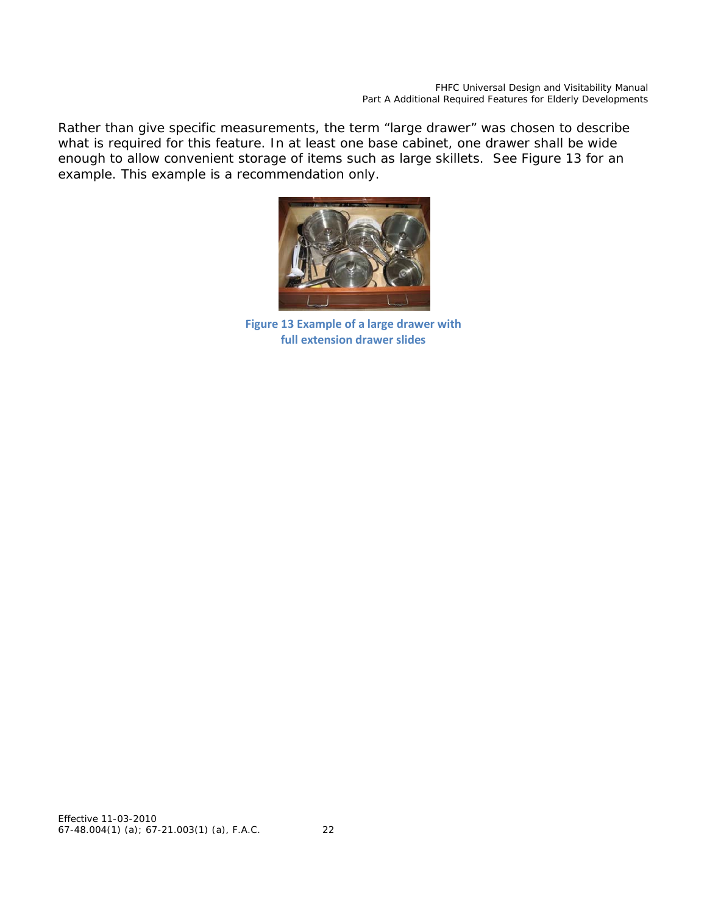Rather than give specific measurements, the term “large drawer” was chosen to describe what is required for this feature. In at least one base cabinet, one drawer shall be wide enough to allow convenient storage of items such as large skillets. See Figure 13 for an example. This example is a recommendation only.

**Figure 13 Example of a large drawer with full extension drawer slides**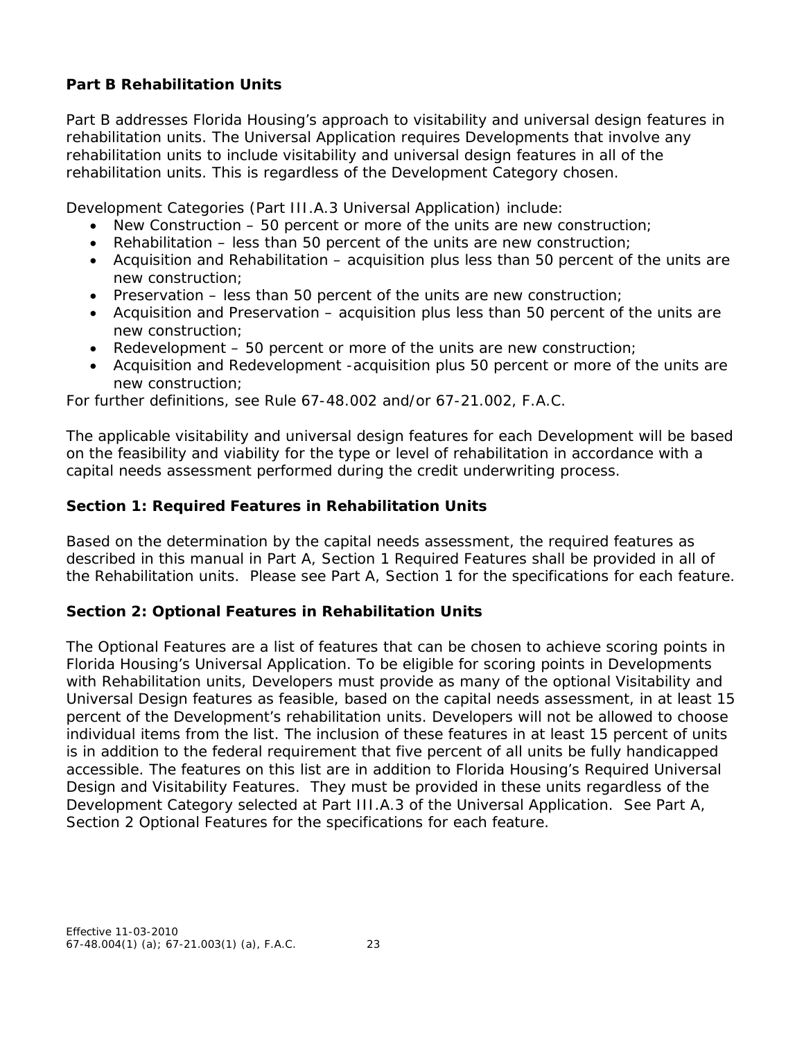## Part B Rehabilitation Units

Part B addresses Florida Housing's approach to visitability and universal design features in rehabilitation units. The Universal Application requires Developments that involve any rehabilitation units to include visitability and universal design features in all of the rehabilitation units. This is regardless of the Development Category chosen.

Development Categories (Part III.A.3 Universal Application) include:

- New Construction – 50 percent or more of the units are new construction;
- Rehabilitation – less than 50 percent of the units are new construction;
- Acquisition and Rehabilitation – acquisition plus less than 50 percent of the units are new construction;
- Preservation – less than 50 percent of the units are new construction;
- Acquisition and Preservation – acquisition plus less than 50 percent of the units are new construction;
- Redevelopment – 50 percent or more of the units are new construction;
- Acquisition and Redevelopment -acquisition plus 50 percent or more of the units are new construction;

For further definitions, see Rule 67-48.002 and/or 67-21.002, F.A.C.

The applicable visitability and universal design features for each Development will be based on the feasibility and viability for the type or level of rehabilitation in accordance with a capital needs assessment performed during the credit underwriting process.

### Section 1: Required Features in Rehabilitation Units

Based on the determination by the capital needs assessment, the required features as described in this manual in Part A, Section 1 Required Features shall be provided in all of the Rehabilitation units. Please see Part A, Section 1 for the specifications for each feature.

### Section 2: Optional Features in Rehabilitation Units

The Optional Features are a list of features that can be chosen to achieve scoring points in Florida Housing's Universal Application. To be eligible for scoring points in Developments with Rehabilitation units, Developers must provide as many of the optional Visitability and Universal Design features as feasible, based on the capital needs assessment, in at least 15 percent of the Development's rehabilitation units. Developers will not be allowed to choose individual items from the list. The inclusion of these features in at least 15 percent of units is in addition to the federal requirement that five percent of all units be fully handicapped accessible. The features on this list are in addition to Florida Housing's Required Universal Design and Visitability Features. They must be provided in these units regardless of the Development Category selected at Part III.A.3 of the Universal Application. See Part A, Section 2 Optional Features for the specifications for each feature.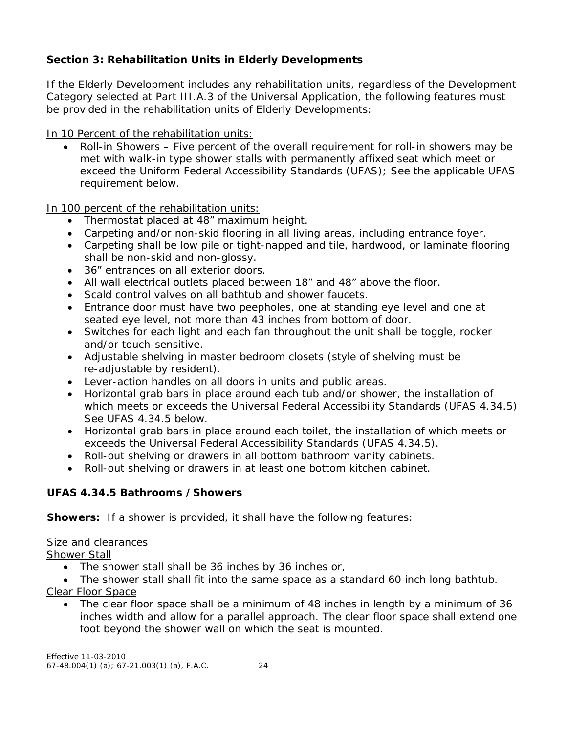## Section 3: Rehabilitation Units in Elderly Developments

If the Elderly Development includes any rehabilitation units, regardless of the Development Category selected at Part III.A.3 of the Universal Application, the following features must be provided in the rehabilitation units of Elderly Developments:

<u>In 10 Percent of the rehabilitation units:</u>

- Roll-in Showers – Five percent of the overall requirement for roll-in showers may be met with walk-in type shower stalls with permanently affixed seat which meet or exceed the Uniform Federal Accessibility Standards (UFAS); See the applicable UFAS requirement below.

<u>In 100 percent of the rehabilitation units:</u>

- Thermostat placed at 48" maximum height.
- Carpeting and/or non-skid flooring in all living areas, including entrance foyer.
- Carpeting shall be low pile or tight-napped and tile, hardwood, or laminate flooring shall be non-skid and non-glossy.
- 36" entrances on all exterior doors.
- All wall electrical outlets placed between 18" and 48" above the floor.
- Scald control valves on all bathtub and shower faucets.
- Entrance door must have two peepholes, one at standing eye level and one at seated eye level, not more than 43 inches from bottom of door.
- Switches for each light and each fan throughout the unit shall be toggle, rocker and/or touch-sensitive.
- Adjustable shelving in master bedroom closets (style of shelving must be re-adjustable by resident).
- Lever-action handles on all doors in units and public areas.
- Horizontal grab bars in place around each tub and/or shower, the installation of which meets or exceeds the Universal Federal Accessibility Standards (UFAS 4.34.5) See UFAS 4.34.5 below.
- Horizontal grab bars in place around each toilet, the installation of which meets or exceeds the Universal Federal Accessibility Standards (UFAS 4.34.5).
- Roll-out shelving or drawers in all bottom bathroom vanity cabinets.
- Roll-out shelving or drawers in at least one bottom kitchen cabinet.

### UFAS 4.34.5 Bathrooms / Showers

**Showers:** If a shower is provided, it shall have the following features:

Size and clearances

<u>Shower Stall</u>

- The shower stall shall be 36 inches by 36 inches or,
- The shower stall shall fit into the same space as a standard 60 inch long bathtub.

<u>Clear Floor Space</u>

- The clear floor space shall be a minimum of 48 inches in length by a minimum of 36 inches width and allow for a parallel approach. The clear floor space shall extend one foot beyond the shower wall on which the seat is mounted.

Effective 11-03-2010
67-48.004(1) (a); 67-21.003(1) (a), F.A.C.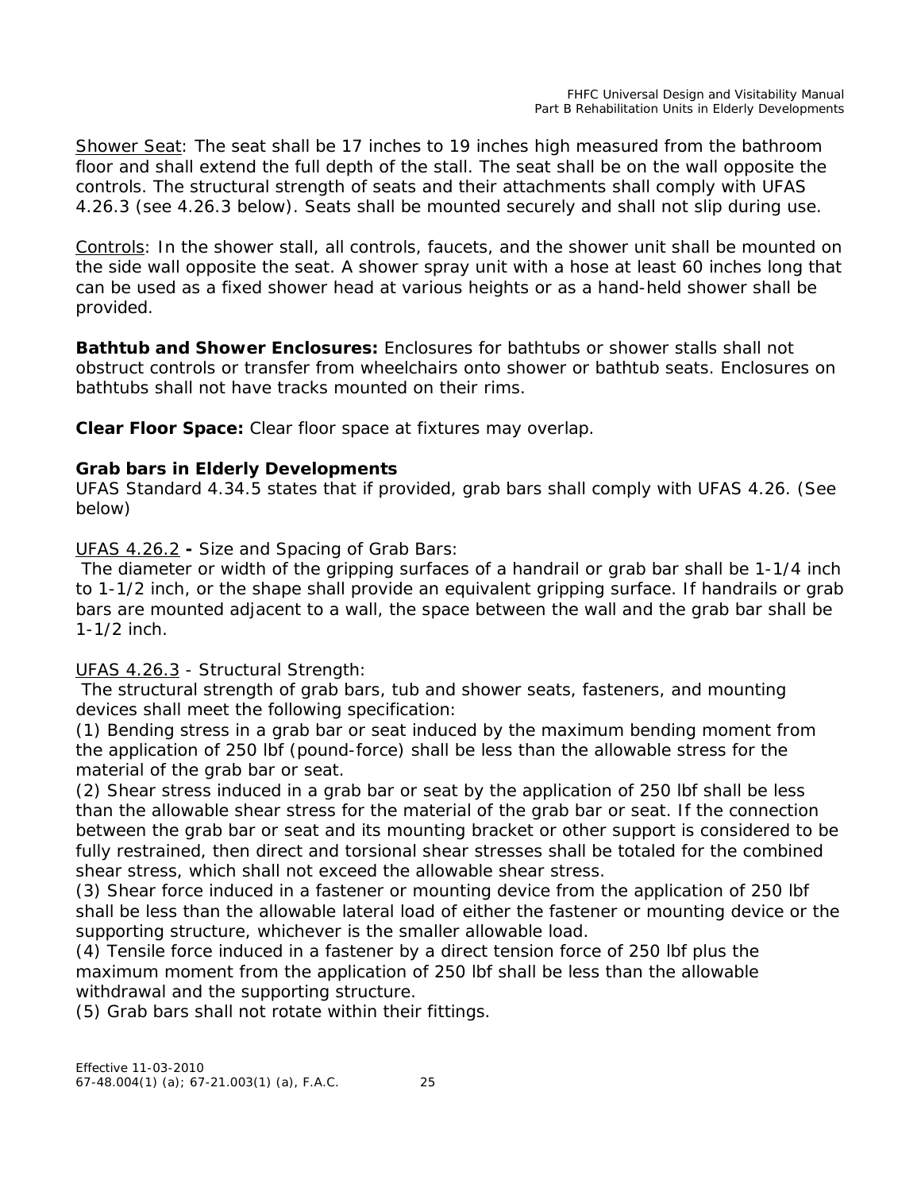Shower Seat: The seat shall be 17 inches to 19 inches high measured from the bathroom floor and shall extend the full depth of the stall. The seat shall be on the wall opposite the controls. The structural strength of seats and their attachments shall comply with UFAS 4.26.3 (see 4.26.3 below). Seats shall be mounted securely and shall not slip during use.

Controls: In the shower stall, all controls, faucets, and the shower unit shall be mounted on the side wall opposite the seat. A shower spray unit with a hose at least 60 inches long that can be used as a fixed shower head at various heights or as a hand-held shower shall be provided.

**Bathtub and Shower Enclosures:** Enclosures for bathtubs or shower stalls shall not obstruct controls or transfer from wheelchairs onto shower or bathtub seats. Enclosures on bathtubs shall not have tracks mounted on their rims.

**Clear Floor Space:** Clear floor space at fixtures may overlap.

**Grab bars in Elderly Developments**

UFAS Standard 4.34.5 states that if provided, grab bars shall comply with UFAS 4.26. (See below)

UFAS 4.26.2 **-** Size and Spacing of Grab Bars:

The diameter or width of the gripping surfaces of a handrail or grab bar shall be 1-1/4 inch to 1-1/2 inch, or the shape shall provide an equivalent gripping surface. If handrails or grab bars are mounted adjacent to a wall, the space between the wall and the grab bar shall be 1-1/2 inch.

UFAS 4.26.3 - Structural Strength:

The structural strength of grab bars, tub and shower seats, fasteners, and mounting devices shall meet the following specification:

(1) Bending stress in a grab bar or seat induced by the maximum bending moment from the application of 250 lbf (pound-force) shall be less than the allowable stress for the material of the grab bar or seat.

(2) Shear stress induced in a grab bar or seat by the application of 250 lbf shall be less than the allowable shear stress for the material of the grab bar or seat. If the connection between the grab bar or seat and its mounting bracket or other support is considered to be fully restrained, then direct and torsional shear stresses shall be totaled for the combined shear stress, which shall not exceed the allowable shear stress.

(3) Shear force induced in a fastener or mounting device from the application of 250 lbf shall be less than the allowable lateral load of either the fastener or mounting device or the supporting structure, whichever is the smaller allowable load.

(4) Tensile force induced in a fastener by a direct tension force of 250 lbf plus the maximum moment from the application of 250 lbf shall be less than the allowable withdrawal and the supporting structure.

(5) Grab bars shall not rotate within their fittings.